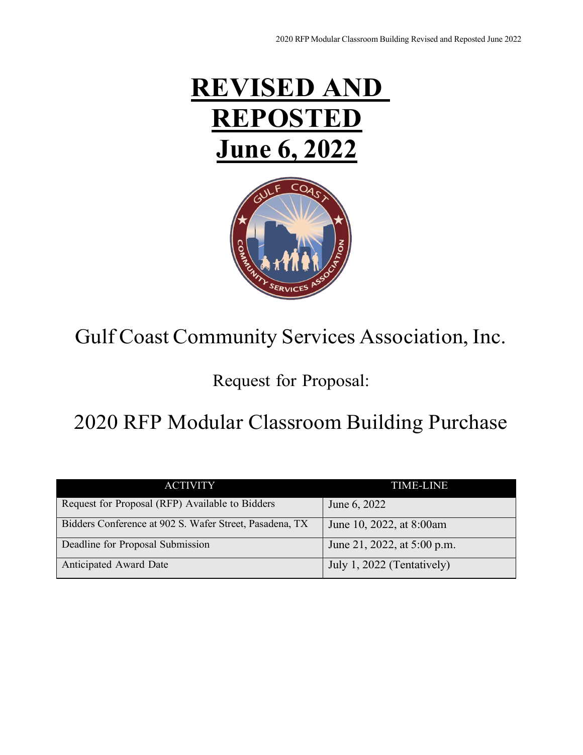# REVISED AND REPOSTED June 6, 2022

Gulf Coast Community Services Association, Inc.

Request for Proposal:

2020 RFP Modular Classroom Building Purchase

| ACTIVITY | TIME-LINE |
|---|---|
| Request for Proposal (RFP) Available to Bidders | June 6, 2022 |
| Bidders Conference at 902 S. Wafer Street, Pasadena, TX | June 10, 2022, at 8:00am |
| Deadline for Proposal Submission | June 21, 2022, at 5:00 p.m. |
| Anticipated Award Date | July 1, 2022 (Tentatively) |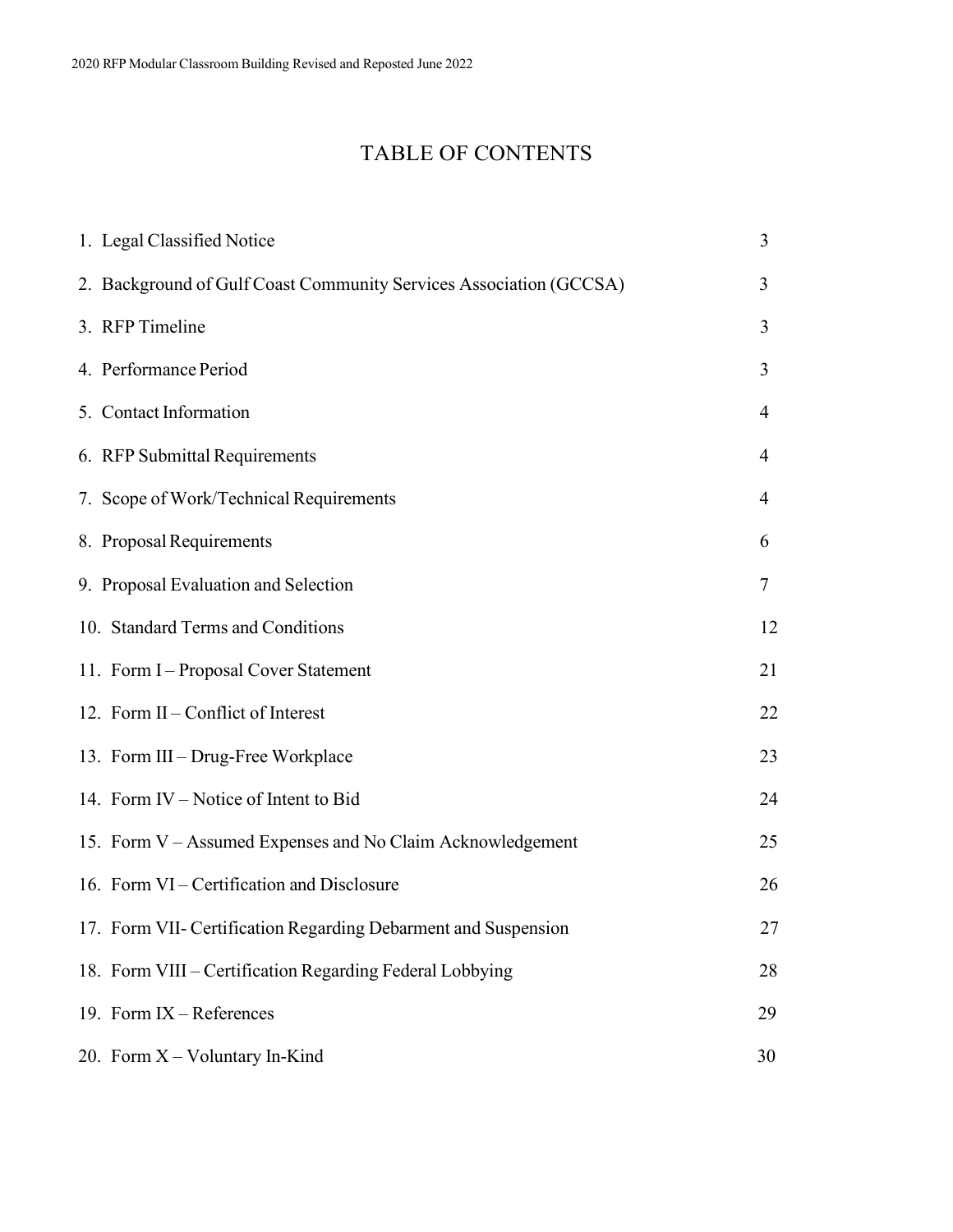# TABLE OF CONTENTS

| | |
|---|---|
| 1. Legal Classified Notice | 3 |
| 2. Background of Gulf Coast Community Services Association (GCCSA) | 3 |
| 3. RFP Timeline | 3 |
| 4. Performance Period | 3 |
| 5. Contact Information | 4 |
| 6. RFP Submittal Requirements | 4 |
| 7. Scope of Work/Technical Requirements | 4 |
| 8. Proposal Requirements | 6 |
| 9. Proposal Evaluation and Selection | 7 |
| 10. Standard Terms and Conditions | 12 |
| 11. Form I – Proposal Cover Statement | 21 |
| 12. Form II – Conflict of Interest | 22 |
| 13. Form III – Drug-Free Workplace | 23 |
| 14. Form IV – Notice of Intent to Bid | 24 |
| 15. Form V – Assumed Expenses and No Claim Acknowledgement | 25 |
| 16. Form VI – Certification and Disclosure | 26 |
| 17. Form VII- Certification Regarding Debarment and Suspension | 27 |
| 18. Form VIII – Certification Regarding Federal Lobbying | 28 |
| 19. Form IX – References | 29 |
| 20. Form X – Voluntary In-Kind | 30 |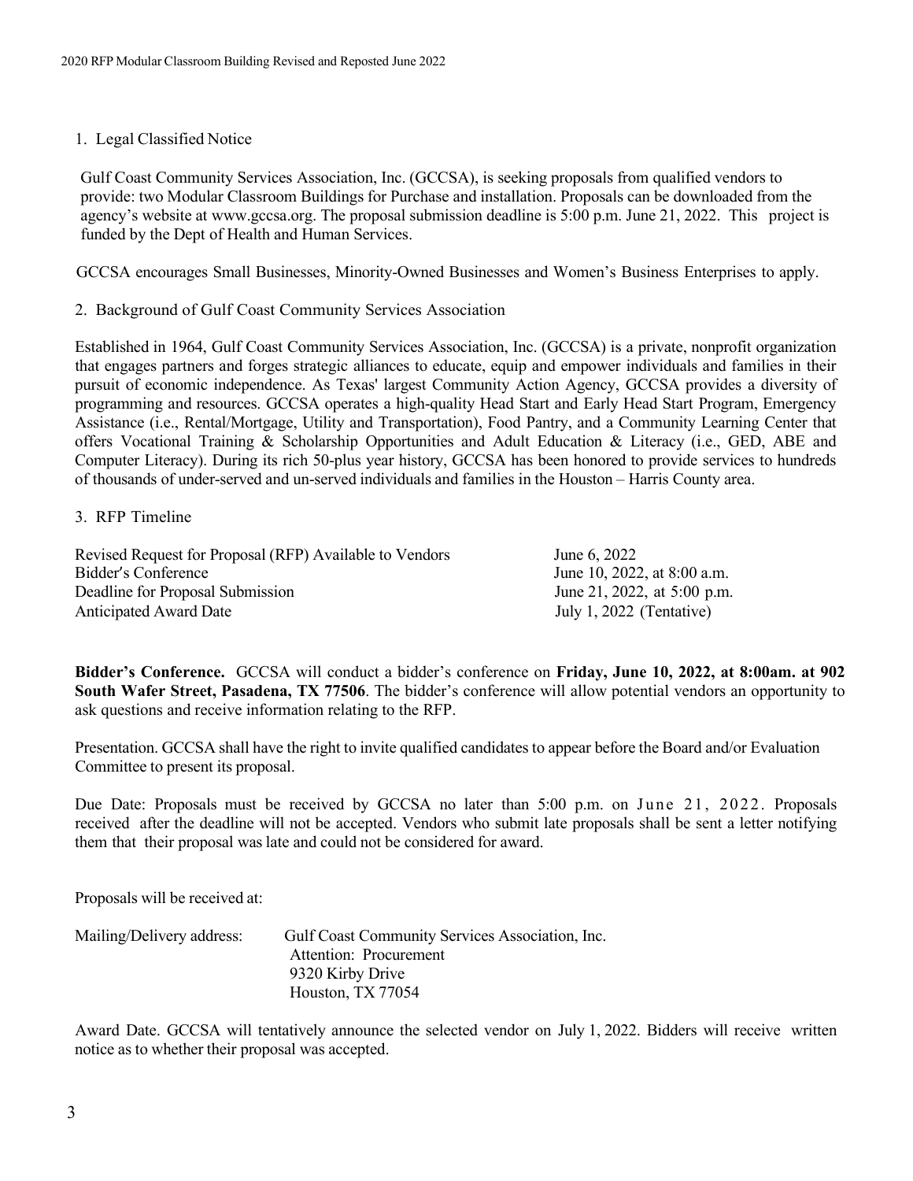## 1. Legal Classified Notice

Gulf Coast Community Services Association, Inc. (GCCSA), is seeking proposals from qualified vendors to provide: two Modular Classroom Buildings for Purchase and installation. Proposals can be downloaded from the agency's website at www.gccsa.org. The proposal submission deadline is 5:00 p.m. June 21, 2022. This project is funded by the Dept of Health and Human Services.

GCCSA encourages Small Businesses, Minority-Owned Businesses and Women's Business Enterprises to apply.

## 2. Background of Gulf Coast Community Services Association

Established in 1964, Gulf Coast Community Services Association, Inc. (GCCSA) is a private, nonprofit organization that engages partners and forges strategic alliances to educate, equip and empower individuals and families in their pursuit of economic independence. As Texas' largest Community Action Agency, GCCSA provides a diversity of programming and resources. GCCSA operates a high-quality Head Start and Early Head Start Program, Emergency Assistance (i.e., Rental/Mortgage, Utility and Transportation), Food Pantry, and a Community Learning Center that offers Vocational Training & Scholarship Opportunities and Adult Education & Literacy (i.e., GED, ABE and Computer Literacy). During its rich 50-plus year history, GCCSA has been honored to provide services to hundreds of thousands of under-served and un-served individuals and families in the Houston – Harris County area.

## 3. RFP Timeline

| | |
|---|---|
| Revised Request for Proposal (RFP) Available to Vendors | June 6, 2022 |
| Bidder's Conference | June 10, 2022, at 8:00 a.m. |
| Deadline for Proposal Submission | June 21, 2022, at 5:00 p.m. |
| Anticipated Award Date | July 1, 2022 (Tentative) |

**Bidder's Conference.** GCCSA will conduct a bidder's conference on **Friday, June 10, 2022, at 8:00am. at 902 South Wafer Street, Pasadena, TX 77506**. The bidder's conference will allow potential vendors an opportunity to ask questions and receive information relating to the RFP.

Presentation. GCCSA shall have the right to invite qualified candidates to appear before the Board and/or Evaluation Committee to present its proposal.

Due Date: Proposals must be received by GCCSA no later than 5:00 p.m. on June 21, 2022. Proposals received after the deadline will not be accepted. Vendors who submit late proposals shall be sent a letter notifying them that their proposal was late and could not be considered for award.

Proposals will be received at:

Mailing/Delivery address: Gulf Coast Community Services Association, Inc.
Attention: Procurement
9320 Kirby Drive
Houston, TX 77054

Award Date. GCCSA will tentatively announce the selected vendor on July 1, 2022. Bidders will receive written notice as to whether their proposal was accepted.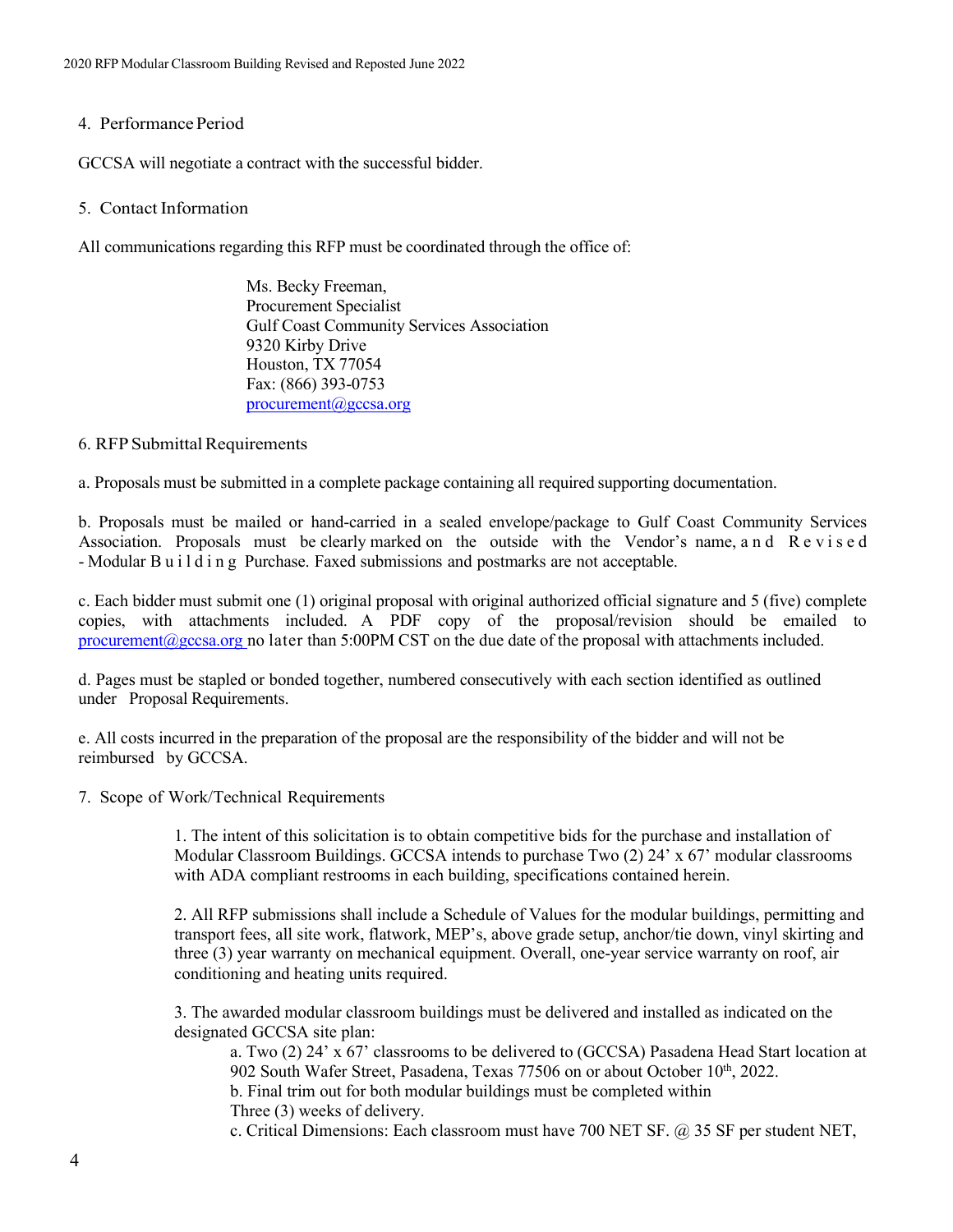## 4. Performance Period

GCCSA will negotiate a contract with the successful bidder.

## 5. Contact Information

All communications regarding this RFP must be coordinated through the office of:

> Ms. Becky Freeman,
> Procurement Specialist
> Gulf Coast Community Services Association
> 9320 Kirby Drive
> Houston, TX 77054
> Fax: (866) 393-0753
> procurement@gccsa.org

## 6. RFP Submittal Requirements

a. Proposals must be submitted in a complete package containing all required supporting documentation.

b. Proposals must be mailed or hand-carried in a sealed envelope/package to Gulf Coast Community Services Association. Proposals must be clearly marked on the outside with the Vendor's name, and Revised - Modular Building Purchase. Faxed submissions and postmarks are not acceptable.

c. Each bidder must submit one (1) original proposal with original authorized official signature and 5 (five) complete copies, with attachments included. A PDF copy of the proposal/revision should be emailed to procurement@gccsa.org no later than 5:00PM CST on the due date of the proposal with attachments included.

d. Pages must be stapled or bonded together, numbered consecutively with each section identified as outlined under Proposal Requirements.

e. All costs incurred in the preparation of the proposal are the responsibility of the bidder and will not be reimbursed by GCCSA.

## 7. Scope of Work/Technical Requirements

1. The intent of this solicitation is to obtain competitive bids for the purchase and installation of Modular Classroom Buildings. GCCSA intends to purchase Two (2) 24' x 67' modular classrooms with ADA compliant restrooms in each building, specifications contained herein.

2. All RFP submissions shall include a Schedule of Values for the modular buildings, permitting and transport fees, all site work, flatwork, MEP's, above grade setup, anchor/tie down, vinyl skirting and three (3) year warranty on mechanical equipment. Overall, one-year service warranty on roof, air conditioning and heating units required.

3. The awarded modular classroom buildings must be delivered and installed as indicated on the designated GCCSA site plan:
   a. Two (2) 24' x 67' classrooms to be delivered to (GCCSA) Pasadena Head Start location at 902 South Wafer Street, Pasadena, Texas 77506 on or about October 10th, 2022.
   b. Final trim out for both modular buildings must be completed within Three (3) weeks of delivery.
   c. Critical Dimensions: Each classroom must have 700 NET SF. @ 35 SF per student NET,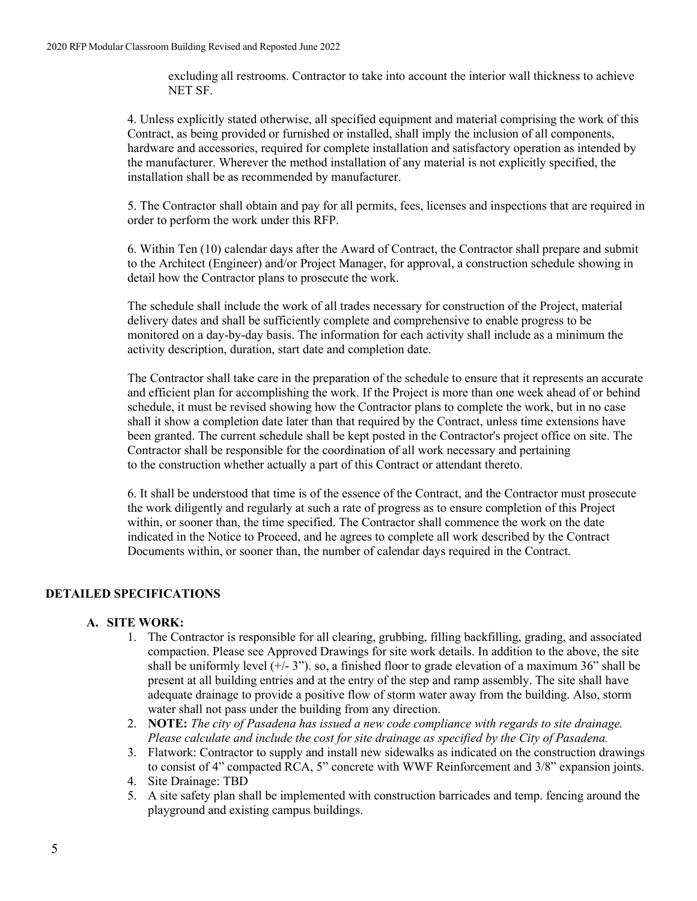excluding all restrooms. Contractor to take into account the interior wall thickness to achieve NET SF.

4. Unless explicitly stated otherwise, all specified equipment and material comprising the work of this Contract, as being provided or furnished or installed, shall imply the inclusion of all components, hardware and accessories, required for complete installation and satisfactory operation as intended by the manufacturer. Wherever the method installation of any material is not explicitly specified, the installation shall be as recommended by manufacturer.

5. The Contractor shall obtain and pay for all permits, fees, licenses and inspections that are required in order to perform the work under this RFP.

6. Within Ten (10) calendar days after the Award of Contract, the Contractor shall prepare and submit to the Architect (Engineer) and/or Project Manager, for approval, a construction schedule showing in detail how the Contractor plans to prosecute the work.

The schedule shall include the work of all trades necessary for construction of the Project, material delivery dates and shall be sufficiently complete and comprehensive to enable progress to be monitored on a day-by-day basis. The information for each activity shall include as a minimum the activity description, duration, start date and completion date.

The Contractor shall take care in the preparation of the schedule to ensure that it represents an accurate and efficient plan for accomplishing the work. If the Project is more than one week ahead of or behind schedule, it must be revised showing how the Contractor plans to complete the work, but in no case shall it show a completion date later than that required by the Contract, unless time extensions have been granted. The current schedule shall be kept posted in the Contractor's project office on site. The Contractor shall be responsible for the coordination of all work necessary and pertaining to the construction whether actually a part of this Contract or attendant thereto.

6. It shall be understood that time is of the essence of the Contract, and the Contractor must prosecute the work diligently and regularly at such a rate of progress as to ensure completion of this Project within, or sooner than, the time specified. The Contractor shall commence the work on the date indicated in the Notice to Proceed, and he agrees to complete all work described by the Contract Documents within, or sooner than, the number of calendar days required in the Contract.

## DETAILED SPECIFICATIONS

### A. SITE WORK:

1. The Contractor is responsible for all clearing, grubbing, filling backfilling, grading, and associated compaction. Please see Approved Drawings for site work details. In addition to the above, the site shall be uniformly level (+/- 3"). so, a finished floor to grade elevation of a maximum 36" shall be present at all building entries and at the entry of the step and ramp assembly. The site shall have adequate drainage to provide a positive flow of storm water away from the building. Also, storm water shall not pass under the building from any direction.
2. **NOTE:** *The city of Pasadena has issued a new code compliance with regards to site drainage. Please calculate and include the cost for site drainage as specified by the City of Pasadena.*
3. Flatwork: Contractor to supply and install new sidewalks as indicated on the construction drawings to consist of 4" compacted RCA, 5" concrete with WWF Reinforcement and 3/8" expansion joints.
4. Site Drainage: TBD
5. A site safety plan shall be implemented with construction barricades and temp. fencing around the playground and existing campus buildings.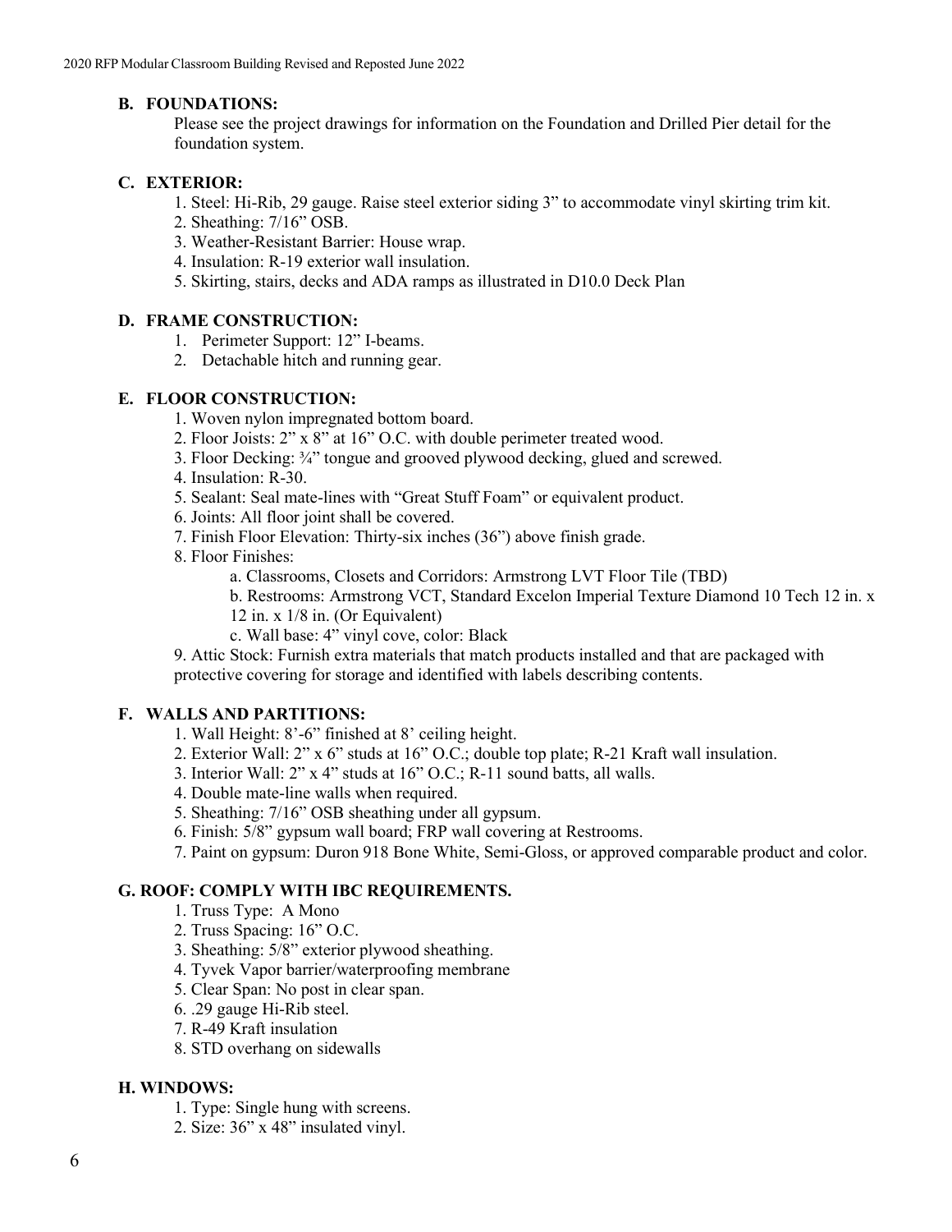### B. FOUNDATIONS:

Please see the project drawings for information on the Foundation and Drilled Pier detail for the foundation system.

### C. EXTERIOR:

1. Steel: Hi-Rib, 29 gauge. Raise steel exterior siding 3" to accommodate vinyl skirting trim kit.
2. Sheathing: 7/16" OSB.
3. Weather-Resistant Barrier: House wrap.
4. Insulation: R-19 exterior wall insulation.
5. Skirting, stairs, decks and ADA ramps as illustrated in D10.0 Deck Plan

### D. FRAME CONSTRUCTION:

1. Perimeter Support: 12" I-beams.
2. Detachable hitch and running gear.

### E. FLOOR CONSTRUCTION:

1. Woven nylon impregnated bottom board.
2. Floor Joists: 2" x 8" at 16" O.C. with double perimeter treated wood.
3. Floor Decking: ¾" tongue and grooved plywood decking, glued and screwed.
4. Insulation: R-30.
5. Sealant: Seal mate-lines with "Great Stuff Foam" or equivalent product.
6. Joints: All floor joint shall be covered.
7. Finish Floor Elevation: Thirty-six inches (36") above finish grade.
8. Floor Finishes:
   a. Classrooms, Closets and Corridors: Armstrong LVT Floor Tile (TBD)
   b. Restrooms: Armstrong VCT, Standard Excelon Imperial Texture Diamond 10 Tech 12 in. x 12 in. x 1/8 in. (Or Equivalent)
   c. Wall base: 4" vinyl cove, color: Black
9. Attic Stock: Furnish extra materials that match products installed and that are packaged with protective covering for storage and identified with labels describing contents.

### F. WALLS AND PARTITIONS:

1. Wall Height: 8'-6" finished at 8' ceiling height.
2. Exterior Wall: 2" x 6" studs at 16" O.C.; double top plate; R-21 Kraft wall insulation.
3. Interior Wall: 2" x 4" studs at 16" O.C.; R-11 sound batts, all walls.
4. Double mate-line walls when required.
5. Sheathing: 7/16" OSB sheathing under all gypsum.
6. Finish: 5/8" gypsum wall board; FRP wall covering at Restrooms.
7. Paint on gypsum: Duron 918 Bone White, Semi-Gloss, or approved comparable product and color.

### G. ROOF: COMPLY WITH IBC REQUIREMENTS.

1. Truss Type: A Mono
2. Truss Spacing: 16" O.C.
3. Sheathing: 5/8" exterior plywood sheathing.
4. Tyvek Vapor barrier/waterproofing membrane
5. Clear Span: No post in clear span.
6. .29 gauge Hi-Rib steel.
7. R-49 Kraft insulation
8. STD overhang on sidewalls

### H. WINDOWS:

1. Type: Single hung with screens.
2. Size: 36" x 48" insulated vinyl.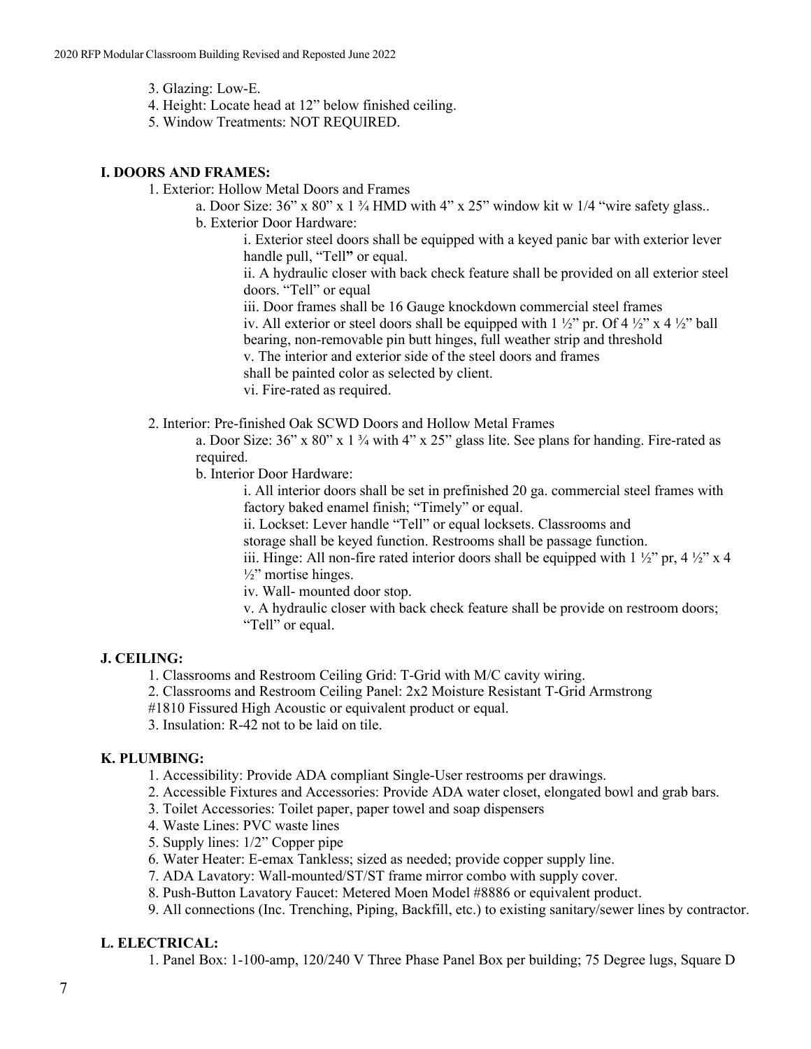3. Glazing: Low-E.
4. Height: Locate head at 12" below finished ceiling.
5. Window Treatments: NOT REQUIRED.

**I. DOORS AND FRAMES:**

1. Exterior: Hollow Metal Doors and Frames
   a. Door Size: 36" x 80" x 1 ¾ HMD with 4" x 25" window kit w 1/4 "wire safety glass..
   b. Exterior Door Hardware:
      i. Exterior steel doors shall be equipped with a keyed panic bar with exterior lever handle pull, "Tell" or equal.
      ii. A hydraulic closer with back check feature shall be provided on all exterior steel doors. "Tell" or equal
      iii. Door frames shall be 16 Gauge knockdown commercial steel frames
      iv. All exterior or steel doors shall be equipped with 1 ½" pr. Of 4 ½" x 4 ½" ball bearing, non-removable pin butt hinges, full weather strip and threshold
      v. The interior and exterior side of the steel doors and frames shall be painted color as selected by client.
      vi. Fire-rated as required.

2. Interior: Pre-finished Oak SCWD Doors and Hollow Metal Frames
   a. Door Size: 36" x 80" x 1 ¾ with 4" x 25" glass lite. See plans for handing. Fire-rated as required.
   b. Interior Door Hardware:
      i. All interior doors shall be set in prefinished 20 ga. commercial steel frames with factory baked enamel finish; "Timely" or equal.
      ii. Lockset: Lever handle "Tell" or equal locksets. Classrooms and storage shall be keyed function. Restrooms shall be passage function.
      iii. Hinge: All non-fire rated interior doors shall be equipped with 1 ½" pr, 4 ½" x 4 ½" mortise hinges.
      iv. Wall- mounted door stop.
      v. A hydraulic closer with back check feature shall be provide on restroom doors; "Tell" or equal.

**J. CEILING:**

1. Classrooms and Restroom Ceiling Grid: T-Grid with M/C cavity wiring.
2. Classrooms and Restroom Ceiling Panel: 2x2 Moisture Resistant T-Grid Armstrong #1810 Fissured High Acoustic or equivalent product or equal.
3. Insulation: R-42 not to be laid on tile.

**K. PLUMBING:**

1. Accessibility: Provide ADA compliant Single-User restrooms per drawings.
2. Accessible Fixtures and Accessories: Provide ADA water closet, elongated bowl and grab bars.
3. Toilet Accessories: Toilet paper, paper towel and soap dispensers
4. Waste Lines: PVC waste lines
5. Supply lines: 1/2" Copper pipe
6. Water Heater: E-emax Tankless; sized as needed; provide copper supply line.
7. ADA Lavatory: Wall-mounted/ST/ST frame mirror combo with supply cover.
8. Push-Button Lavatory Faucet: Metered Moen Model #8886 or equivalent product.
9. All connections (Inc. Trenching, Piping, Backfill, etc.) to existing sanitary/sewer lines by contractor.

**L. ELECTRICAL:**

1. Panel Box: 1-100-amp, 120/240 V Three Phase Panel Box per building; 75 Degree lugs, Square D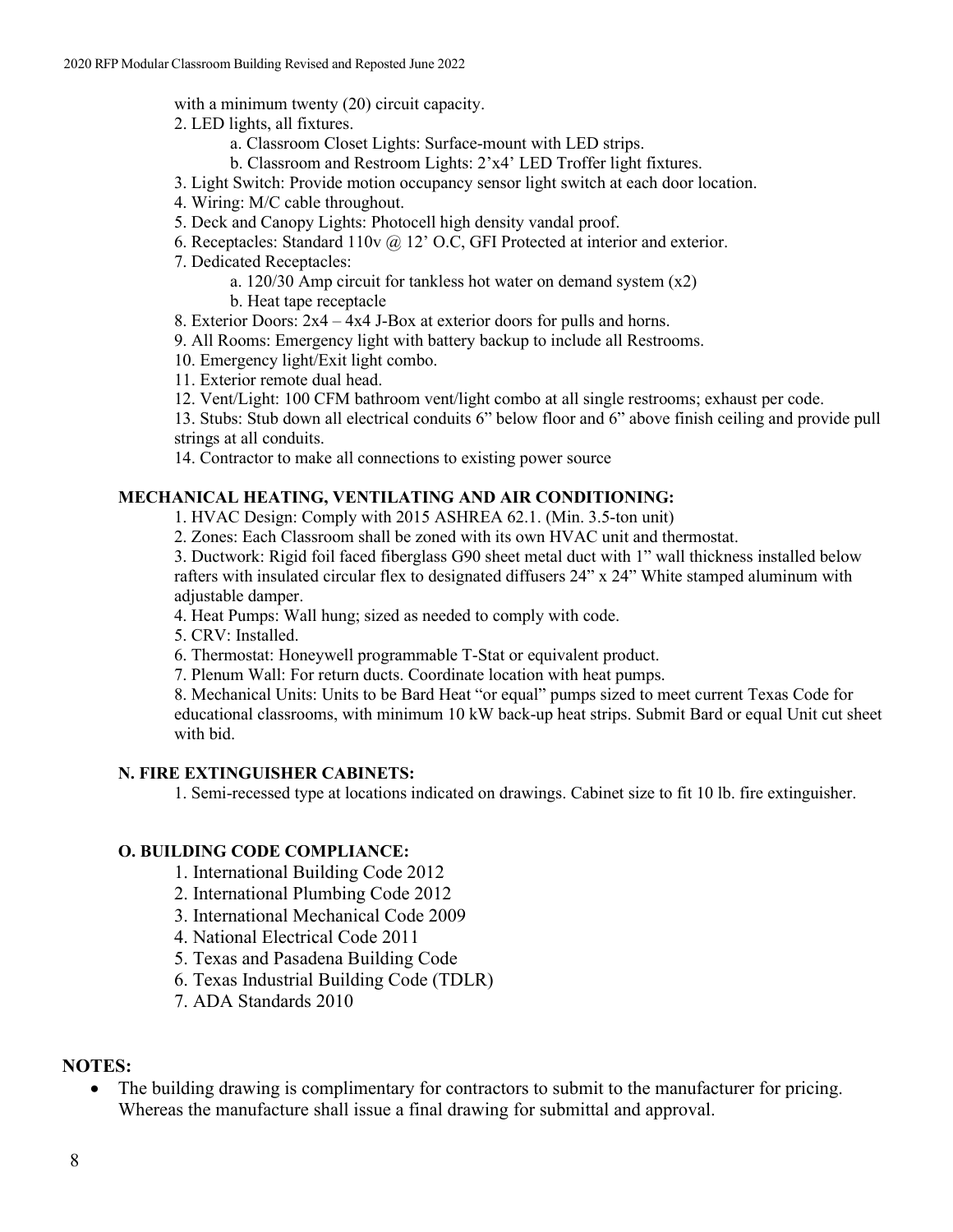with a minimum twenty (20) circuit capacity.

2. LED lights, all fixtures.
    a. Classroom Closet Lights: Surface-mount with LED strips.
    b. Classroom and Restroom Lights: 2'x4' LED Troffer light fixtures.
3. Light Switch: Provide motion occupancy sensor light switch at each door location.
4. Wiring: M/C cable throughout.
5. Deck and Canopy Lights: Photocell high density vandal proof.
6. Receptacles: Standard 110v @ 12' O.C, GFI Protected at interior and exterior.
7. Dedicated Receptacles:
    a. 120/30 Amp circuit for tankless hot water on demand system (x2)
    b. Heat tape receptacle
8. Exterior Doors: 2x4 – 4x4 J-Box at exterior doors for pulls and horns.
9. All Rooms: Emergency light with battery backup to include all Restrooms.
10. Emergency light/Exit light combo.
11. Exterior remote dual head.
12. Vent/Light: 100 CFM bathroom vent/light combo at all single restrooms; exhaust per code.
13. Stubs: Stub down all electrical conduits 6" below floor and 6" above finish ceiling and provide pull strings at all conduits.
14. Contractor to make all connections to existing power source

**MECHANICAL HEATING, VENTILATING AND AIR CONDITIONING:**

1. HVAC Design: Comply with 2015 ASHREA 62.1. (Min. 3.5-ton unit)
2. Zones: Each Classroom shall be zoned with its own HVAC unit and thermostat.
3. Ductwork: Rigid foil faced fiberglass G90 sheet metal duct with 1" wall thickness installed below rafters with insulated circular flex to designated diffusers 24" x 24" White stamped aluminum with adjustable damper.
4. Heat Pumps: Wall hung; sized as needed to comply with code.
5. CRV: Installed.
6. Thermostat: Honeywell programmable T-Stat or equivalent product.
7. Plenum Wall: For return ducts. Coordinate location with heat pumps.
8. Mechanical Units: Units to be Bard Heat "or equal" pumps sized to meet current Texas Code for educational classrooms, with minimum 10 kW back-up heat strips. Submit Bard or equal Unit cut sheet with bid.

**N. FIRE EXTINGUISHER CABINETS:**

1. Semi-recessed type at locations indicated on drawings. Cabinet size to fit 10 lb. fire extinguisher.

**O. BUILDING CODE COMPLIANCE:**

1. International Building Code 2012
2. International Plumbing Code 2012
3. International Mechanical Code 2009
4. National Electrical Code 2011
5. Texas and Pasadena Building Code
6. Texas Industrial Building Code (TDLR)
7. ADA Standards 2010

**NOTES:**

- The building drawing is complimentary for contractors to submit to the manufacturer for pricing. Whereas the manufacture shall issue a final drawing for submittal and approval.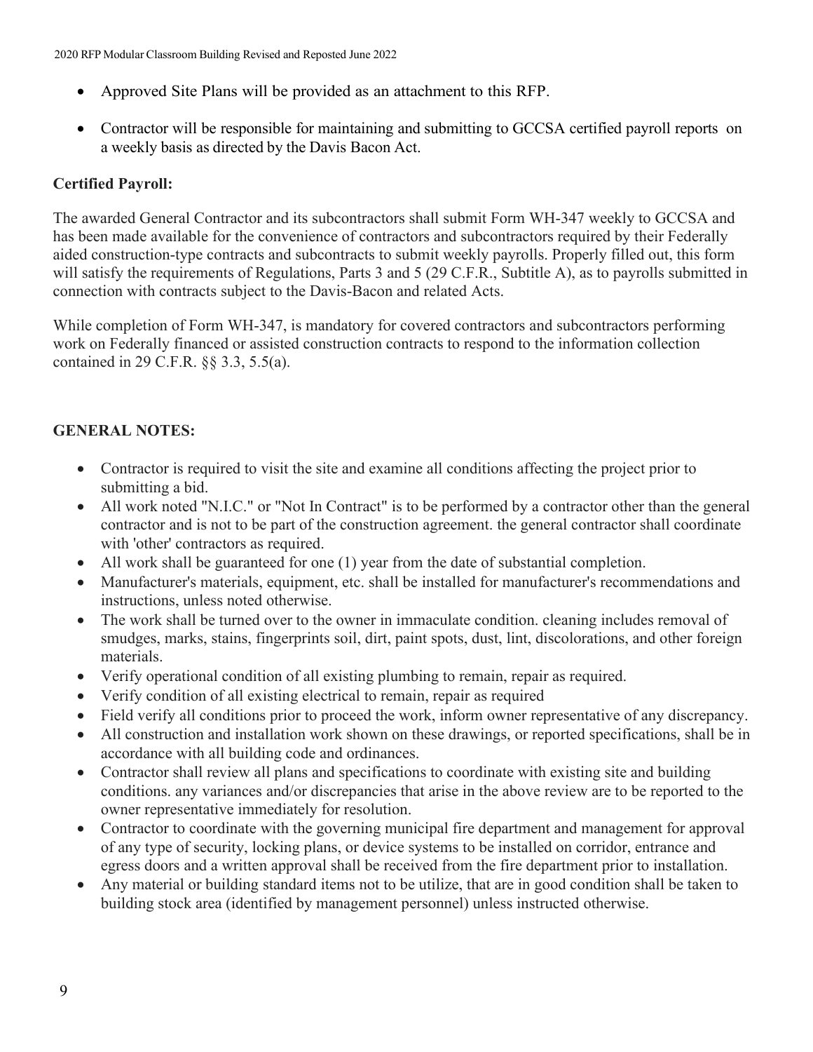- Approved Site Plans will be provided as an attachment to this RFP.
- Contractor will be responsible for maintaining and submitting to GCCSA certified payroll reports on a weekly basis as directed by the Davis Bacon Act.

**Certified Payroll:**

The awarded General Contractor and its subcontractors shall submit Form WH-347 weekly to GCCSA and has been made available for the convenience of contractors and subcontractors required by their Federally aided construction-type contracts and subcontracts to submit weekly payrolls. Properly filled out, this form will satisfy the requirements of Regulations, Parts 3 and 5 (29 C.F.R., Subtitle A), as to payrolls submitted in connection with contracts subject to the Davis-Bacon and related Acts.

While completion of Form WH-347, is mandatory for covered contractors and subcontractors performing work on Federally financed or assisted construction contracts to respond to the information collection contained in 29 C.F.R. §§ 3.3, 5.5(a).

**GENERAL NOTES:**

- Contractor is required to visit the site and examine all conditions affecting the project prior to submitting a bid.
- All work noted "N.I.C." or "Not In Contract" is to be performed by a contractor other than the general contractor and is not to be part of the construction agreement. the general contractor shall coordinate with 'other' contractors as required.
- All work shall be guaranteed for one (1) year from the date of substantial completion.
- Manufacturer's materials, equipment, etc. shall be installed for manufacturer's recommendations and instructions, unless noted otherwise.
- The work shall be turned over to the owner in immaculate condition. cleaning includes removal of smudges, marks, stains, fingerprints soil, dirt, paint spots, dust, lint, discolorations, and other foreign materials.
- Verify operational condition of all existing plumbing to remain, repair as required.
- Verify condition of all existing electrical to remain, repair as required
- Field verify all conditions prior to proceed the work, inform owner representative of any discrepancy.
- All construction and installation work shown on these drawings, or reported specifications, shall be in accordance with all building code and ordinances.
- Contractor shall review all plans and specifications to coordinate with existing site and building conditions. any variances and/or discrepancies that arise in the above review are to be reported to the owner representative immediately for resolution.
- Contractor to coordinate with the governing municipal fire department and management for approval of any type of security, locking plans, or device systems to be installed on corridor, entrance and egress doors and a written approval shall be received from the fire department prior to installation.
- Any material or building standard items not to be utilize, that are in good condition shall be taken to building stock area (identified by management personnel) unless instructed otherwise.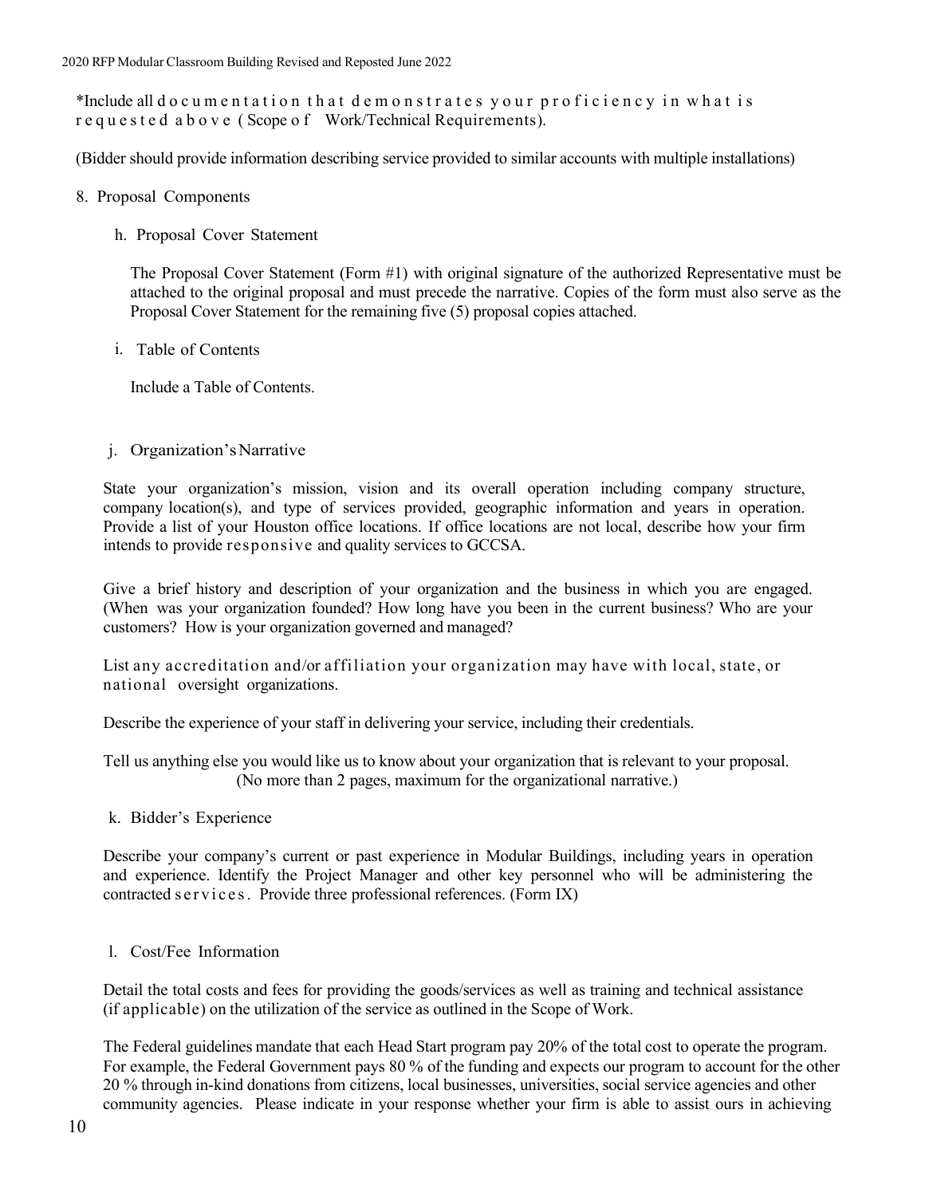*Include all documentation that demonstrates your proficiency in what is requested above (Scope of Work/Technical Requirements).

(Bidder should provide information describing service provided to similar accounts with multiple installations)

8. Proposal Components

   h. Proposal Cover Statement

   The Proposal Cover Statement (Form #1) with original signature of the authorized Representative must be attached to the original proposal and must precede the narrative. Copies of the form must also serve as the Proposal Cover Statement for the remaining five (5) proposal copies attached.

   i. Table of Contents

   Include a Table of Contents.

   j. Organization's Narrative

   State your organization's mission, vision and its overall operation including company structure, company location(s), and type of services provided, geographic information and years in operation. Provide a list of your Houston office locations. If office locations are not local, describe how your firm intends to provide responsive and quality services to GCCSA.

   Give a brief history and description of your organization and the business in which you are engaged. (When was your organization founded? How long have you been in the current business? Who are your customers? How is your organization governed and managed?

   List any accreditation and/or affiliation your organization may have with local, state, or national oversight organizations.

   Describe the experience of your staff in delivering your service, including their credentials.

   Tell us anything else you would like us to know about your organization that is relevant to your proposal. (No more than 2 pages, maximum for the organizational narrative.)

   k. Bidder's Experience

   Describe your company's current or past experience in Modular Buildings, including years in operation and experience. Identify the Project Manager and other key personnel who will be administering the contracted services. Provide three professional references. (Form IX)

   l. Cost/Fee Information

   Detail the total costs and fees for providing the goods/services as well as training and technical assistance (if applicable) on the utilization of the service as outlined in the Scope of Work.

   The Federal guidelines mandate that each Head Start program pay 20% of the total cost to operate the program. For example, the Federal Government pays 80 % of the funding and expects our program to account for the other 20 % through in-kind donations from citizens, local businesses, universities, social service agencies and other community agencies. Please indicate in your response whether your firm is able to assist ours in achieving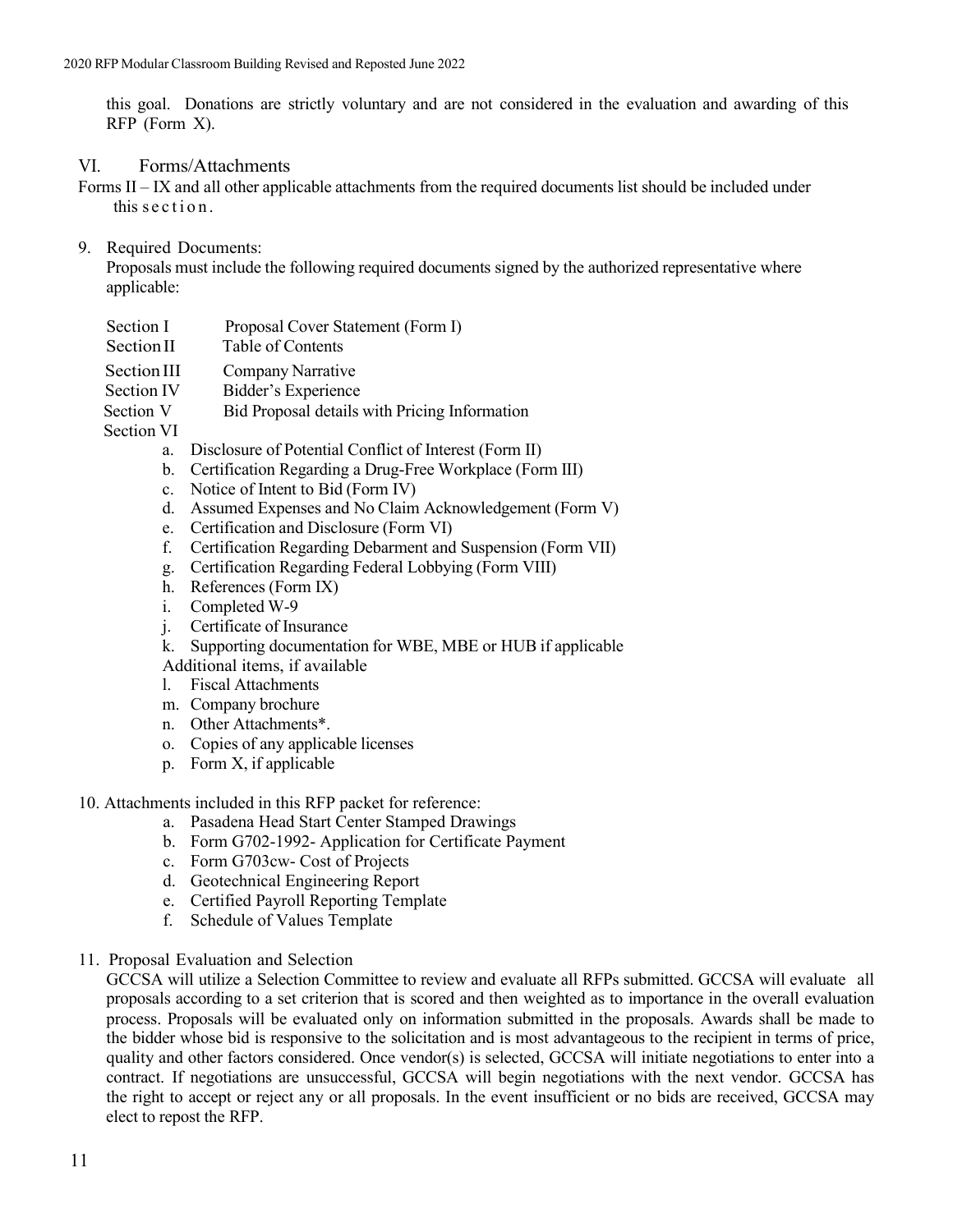this goal. Donations are strictly voluntary and are not considered in the evaluation and awarding of this RFP (Form X).

## VI. Forms/Attachments

Forms II – IX and all other applicable attachments from the required documents list should be included under this section.

9. Required Documents:

   Proposals must include the following required documents signed by the authorized representative where applicable:

   Section I Proposal Cover Statement (Form I)
   Section II Table of Contents
   Section III Company Narrative
   Section IV Bidder's Experience
   Section V Bid Proposal details with Pricing Information
   Section VI

   a. Disclosure of Potential Conflict of Interest (Form II)
   b. Certification Regarding a Drug-Free Workplace (Form III)
   c. Notice of Intent to Bid (Form IV)
   d. Assumed Expenses and No Claim Acknowledgement (Form V)
   e. Certification and Disclosure (Form VI)
   f. Certification Regarding Debarment and Suspension (Form VII)
   g. Certification Regarding Federal Lobbying (Form VIII)
   h. References (Form IX)
   i. Completed W-9
   j. Certificate of Insurance
   k. Supporting documentation for WBE, MBE or HUB if applicable

   Additional items, if available

   l. Fiscal Attachments
   m. Company brochure
   n. Other Attachments*.
   o. Copies of any applicable licenses
   p. Form X, if applicable

10. Attachments included in this RFP packet for reference:

    a. Pasadena Head Start Center Stamped Drawings
    b. Form G702-1992- Application for Certificate Payment
    c. Form G703cw- Cost of Projects
    d. Geotechnical Engineering Report
    e. Certified Payroll Reporting Template
    f. Schedule of Values Template

11. Proposal Evaluation and Selection

    GCCSA will utilize a Selection Committee to review and evaluate all RFPs submitted. GCCSA will evaluate all proposals according to a set criterion that is scored and then weighted as to importance in the overall evaluation process. Proposals will be evaluated only on information submitted in the proposals. Awards shall be made to the bidder whose bid is responsive to the solicitation and is most advantageous to the recipient in terms of price, quality and other factors considered. Once vendor(s) is selected, GCCSA will initiate negotiations to enter into a contract. If negotiations are unsuccessful, GCCSA will begin negotiations with the next vendor. GCCSA has the right to accept or reject any or all proposals. In the event insufficient or no bids are received, GCCSA may elect to repost the RFP.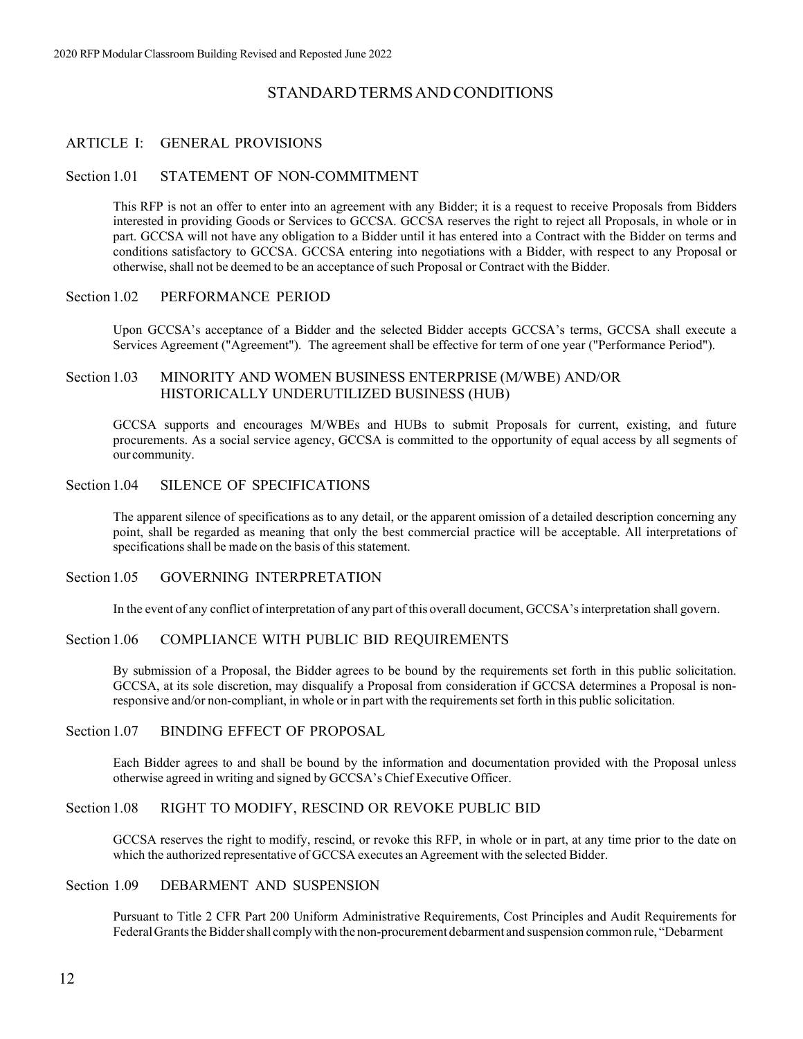# STANDARD TERMS AND CONDITIONS

## ARTICLE I: GENERAL PROVISIONS

### Section 1.01 STATEMENT OF NON-COMMITMENT

This RFP is not an offer to enter into an agreement with any Bidder; it is a request to receive Proposals from Bidders interested in providing Goods or Services to GCCSA. GCCSA reserves the right to reject all Proposals, in whole or in part. GCCSA will not have any obligation to a Bidder until it has entered into a Contract with the Bidder on terms and conditions satisfactory to GCCSA. GCCSA entering into negotiations with a Bidder, with respect to any Proposal or otherwise, shall not be deemed to be an acceptance of such Proposal or Contract with the Bidder.

### Section 1.02 PERFORMANCE PERIOD

Upon GCCSA's acceptance of a Bidder and the selected Bidder accepts GCCSA's terms, GCCSA shall execute a Services Agreement ("Agreement"). The agreement shall be effective for term of one year ("Performance Period").

### Section 1.03 MINORITY AND WOMEN BUSINESS ENTERPRISE (M/WBE) AND/OR HISTORICALLY UNDERUTILIZED BUSINESS (HUB)

GCCSA supports and encourages M/WBEs and HUBs to submit Proposals for current, existing, and future procurements. As a social service agency, GCCSA is committed to the opportunity of equal access by all segments of our community.

### Section 1.04 SILENCE OF SPECIFICATIONS

The apparent silence of specifications as to any detail, or the apparent omission of a detailed description concerning any point, shall be regarded as meaning that only the best commercial practice will be acceptable. All interpretations of specifications shall be made on the basis of this statement.

### Section 1.05 GOVERNING INTERPRETATION

In the event of any conflict of interpretation of any part of this overall document, GCCSA's interpretation shall govern.

### Section 1.06 COMPLIANCE WITH PUBLIC BID REQUIREMENTS

By submission of a Proposal, the Bidder agrees to be bound by the requirements set forth in this public solicitation. GCCSA, at its sole discretion, may disqualify a Proposal from consideration if GCCSA determines a Proposal is non-responsive and/or non-compliant, in whole or in part with the requirements set forth in this public solicitation.

### Section 1.07 BINDING EFFECT OF PROPOSAL

Each Bidder agrees to and shall be bound by the information and documentation provided with the Proposal unless otherwise agreed in writing and signed by GCCSA's Chief Executive Officer.

### Section 1.08 RIGHT TO MODIFY, RESCIND OR REVOKE PUBLIC BID

GCCSA reserves the right to modify, rescind, or revoke this RFP, in whole or in part, at any time prior to the date on which the authorized representative of GCCSA executes an Agreement with the selected Bidder.

### Section 1.09 DEBARMENT AND SUSPENSION

Pursuant to Title 2 CFR Part 200 Uniform Administrative Requirements, Cost Principles and Audit Requirements for Federal Grants the Bidder shall comply with the non-procurement debarment and suspension common rule, "Debarment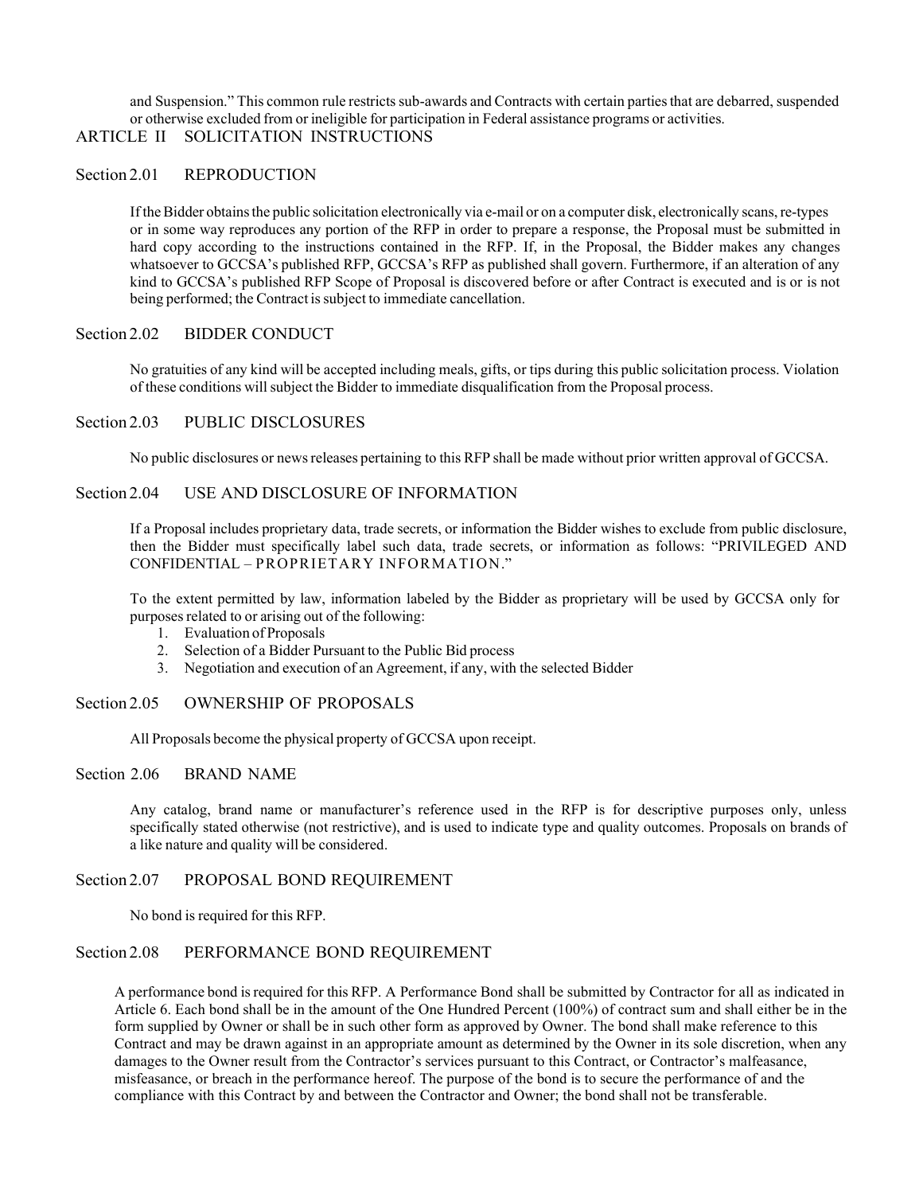and Suspension." This common rule restricts sub-awards and Contracts with certain parties that are debarred, suspended or otherwise excluded from or ineligible for participation in Federal assistance programs or activities.

## ARTICLE II SOLICITATION INSTRUCTIONS

### Section 2.01 REPRODUCTION

If the Bidder obtains the public solicitation electronically via e-mail or on a computer disk, electronically scans, re-types or in some way reproduces any portion of the RFP in order to prepare a response, the Proposal must be submitted in hard copy according to the instructions contained in the RFP. If, in the Proposal, the Bidder makes any changes whatsoever to GCCSA's published RFP, GCCSA's RFP as published shall govern. Furthermore, if an alteration of any kind to GCCSA's published RFP Scope of Proposal is discovered before or after Contract is executed and is or is not being performed; the Contract is subject to immediate cancellation.

### Section 2.02 BIDDER CONDUCT

No gratuities of any kind will be accepted including meals, gifts, or tips during this public solicitation process. Violation of these conditions will subject the Bidder to immediate disqualification from the Proposal process.

### Section 2.03 PUBLIC DISCLOSURES

No public disclosures or news releases pertaining to this RFP shall be made without prior written approval of GCCSA.

### Section 2.04 USE AND DISCLOSURE OF INFORMATION

If a Proposal includes proprietary data, trade secrets, or information the Bidder wishes to exclude from public disclosure, then the Bidder must specifically label such data, trade secrets, or information as follows: "PRIVILEGED AND CONFIDENTIAL – PROPRIETARY INFORMATION."

To the extent permitted by law, information labeled by the Bidder as proprietary will be used by GCCSA only for purposes related to or arising out of the following:

1. Evaluation of Proposals
2. Selection of a Bidder Pursuant to the Public Bid process
3. Negotiation and execution of an Agreement, if any, with the selected Bidder

### Section 2.05 OWNERSHIP OF PROPOSALS

All Proposals become the physical property of GCCSA upon receipt.

### Section 2.06 BRAND NAME

Any catalog, brand name or manufacturer's reference used in the RFP is for descriptive purposes only, unless specifically stated otherwise (not restrictive), and is used to indicate type and quality outcomes. Proposals on brands of a like nature and quality will be considered.

### Section 2.07 PROPOSAL BOND REQUIREMENT

No bond is required for this RFP.

### Section 2.08 PERFORMANCE BOND REQUIREMENT

A performance bond is required for this RFP. A Performance Bond shall be submitted by Contractor for all as indicated in Article 6. Each bond shall be in the amount of the One Hundred Percent (100%) of contract sum and shall either be in the form supplied by Owner or shall be in such other form as approved by Owner. The bond shall make reference to this Contract and may be drawn against in an appropriate amount as determined by the Owner in its sole discretion, when any damages to the Owner result from the Contractor's services pursuant to this Contract, or Contractor's malfeasance, misfeasance, or breach in the performance hereof. The purpose of the bond is to secure the performance of and the compliance with this Contract by and between the Contractor and Owner; the bond shall not be transferable.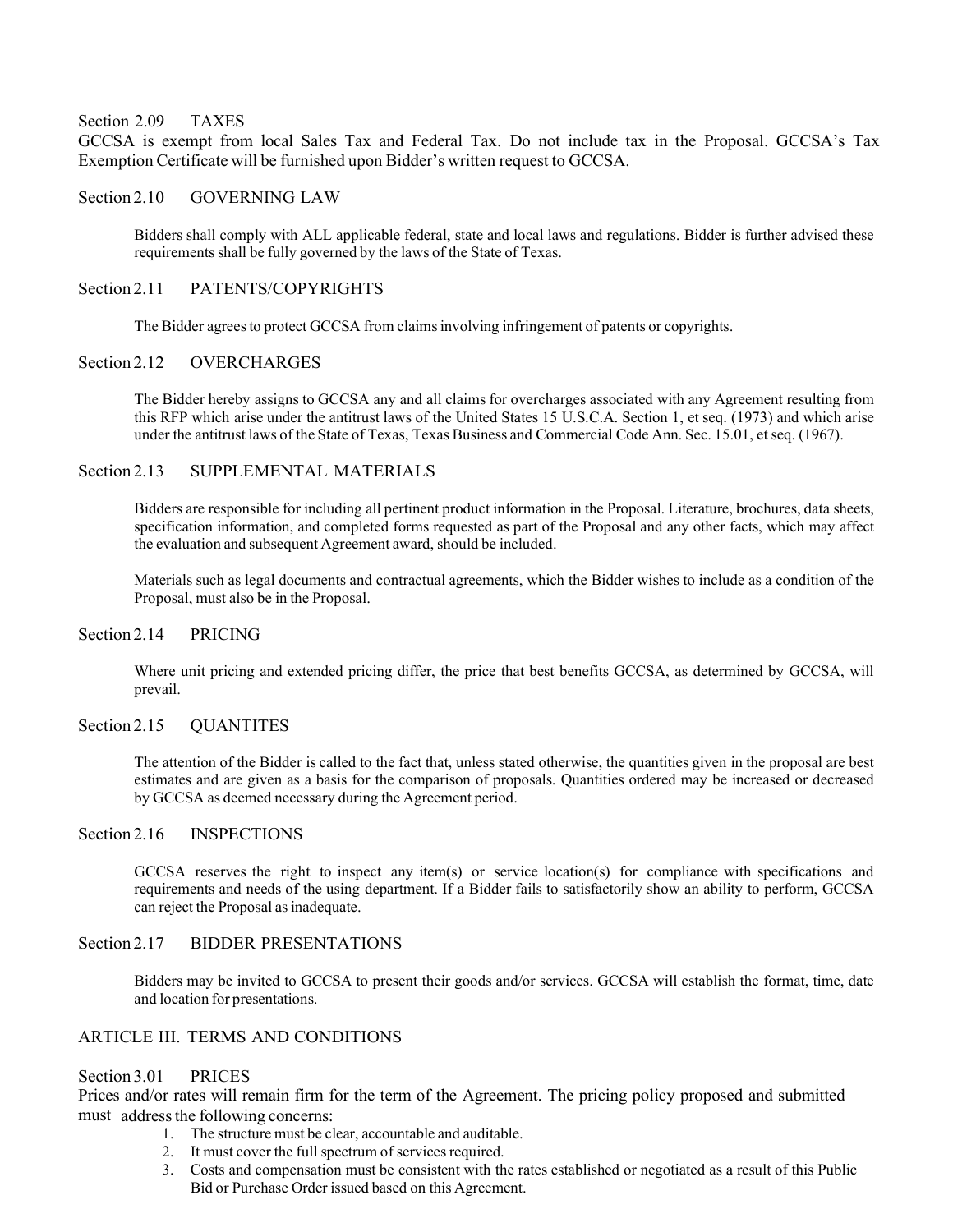### Section 2.09 TAXES

GCCSA is exempt from local Sales Tax and Federal Tax. Do not include tax in the Proposal. GCCSA's Tax Exemption Certificate will be furnished upon Bidder's written request to GCCSA.

### Section 2.10 GOVERNING LAW

Bidders shall comply with ALL applicable federal, state and local laws and regulations. Bidder is further advised these requirements shall be fully governed by the laws of the State of Texas.

### Section 2.11 PATENTS/COPYRIGHTS

The Bidder agrees to protect GCCSA from claims involving infringement of patents or copyrights.

### Section 2.12 OVERCHARGES

The Bidder hereby assigns to GCCSA any and all claims for overcharges associated with any Agreement resulting from this RFP which arise under the antitrust laws of the United States 15 U.S.C.A. Section 1, et seq. (1973) and which arise under the antitrust laws of the State of Texas, Texas Business and Commercial Code Ann. Sec. 15.01, et seq. (1967).

### Section 2.13 SUPPLEMENTAL MATERIALS

Bidders are responsible for including all pertinent product information in the Proposal. Literature, brochures, data sheets, specification information, and completed forms requested as part of the Proposal and any other facts, which may affect the evaluation and subsequent Agreement award, should be included.

Materials such as legal documents and contractual agreements, which the Bidder wishes to include as a condition of the Proposal, must also be in the Proposal.

### Section 2.14 PRICING

Where unit pricing and extended pricing differ, the price that best benefits GCCSA, as determined by GCCSA, will prevail.

### Section 2.15 QUANTITES

The attention of the Bidder is called to the fact that, unless stated otherwise, the quantities given in the proposal are best estimates and are given as a basis for the comparison of proposals. Quantities ordered may be increased or decreased by GCCSA as deemed necessary during the Agreement period.

### Section 2.16 INSPECTIONS

GCCSA reserves the right to inspect any item(s) or service location(s) for compliance with specifications and requirements and needs of the using department. If a Bidder fails to satisfactorily show an ability to perform, GCCSA can reject the Proposal as inadequate.

### Section 2.17 BIDDER PRESENTATIONS

Bidders may be invited to GCCSA to present their goods and/or services. GCCSA will establish the format, time, date and location for presentations.

## ARTICLE III. TERMS AND CONDITIONS

### Section 3.01 PRICES

Prices and/or rates will remain firm for the term of the Agreement. The pricing policy proposed and submitted must address the following concerns:

1. The structure must be clear, accountable and auditable.
2. It must cover the full spectrum of services required.
3. Costs and compensation must be consistent with the rates established or negotiated as a result of this Public Bid or Purchase Order issued based on this Agreement.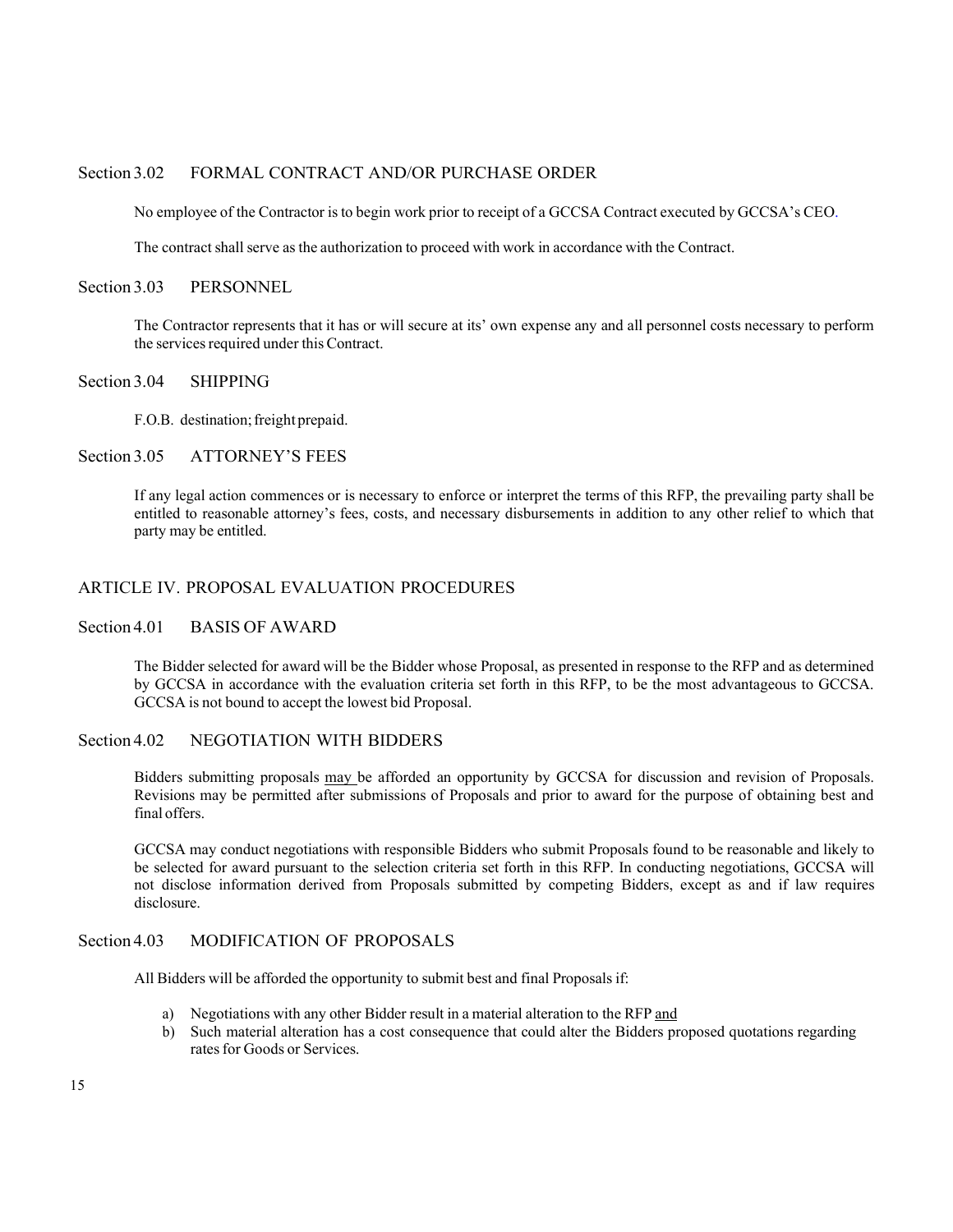### Section 3.02 FORMAL CONTRACT AND/OR PURCHASE ORDER

No employee of the Contractor is to begin work prior to receipt of a GCCSA Contract executed by GCCSA's CEO.

The contract shall serve as the authorization to proceed with work in accordance with the Contract.

### Section 3.03 PERSONNEL

The Contractor represents that it has or will secure at its' own expense any and all personnel costs necessary to perform the services required under this Contract.

### Section 3.04 SHIPPING

F.O.B. destination; freight prepaid.

### Section 3.05 ATTORNEY'S FEES

If any legal action commences or is necessary to enforce or interpret the terms of this RFP, the prevailing party shall be entitled to reasonable attorney's fees, costs, and necessary disbursements in addition to any other relief to which that party may be entitled.

## ARTICLE IV. PROPOSAL EVALUATION PROCEDURES

### Section 4.01 BASIS OF AWARD

The Bidder selected for award will be the Bidder whose Proposal, as presented in response to the RFP and as determined by GCCSA in accordance with the evaluation criteria set forth in this RFP, to be the most advantageous to GCCSA. GCCSA is not bound to accept the lowest bid Proposal.

### Section 4.02 NEGOTIATION WITH BIDDERS

Bidders submitting proposals <u>may</u> be afforded an opportunity by GCCSA for discussion and revision of Proposals. Revisions may be permitted after submissions of Proposals and prior to award for the purpose of obtaining best and final offers.

GCCSA may conduct negotiations with responsible Bidders who submit Proposals found to be reasonable and likely to be selected for award pursuant to the selection criteria set forth in this RFP. In conducting negotiations, GCCSA will not disclose information derived from Proposals submitted by competing Bidders, except as and if law requires disclosure.

### Section 4.03 MODIFICATION OF PROPOSALS

All Bidders will be afforded the opportunity to submit best and final Proposals if:

a) Negotiations with any other Bidder result in a material alteration to the RFP <u>and</u>
b) Such material alteration has a cost consequence that could alter the Bidders proposed quotations regarding rates for Goods or Services.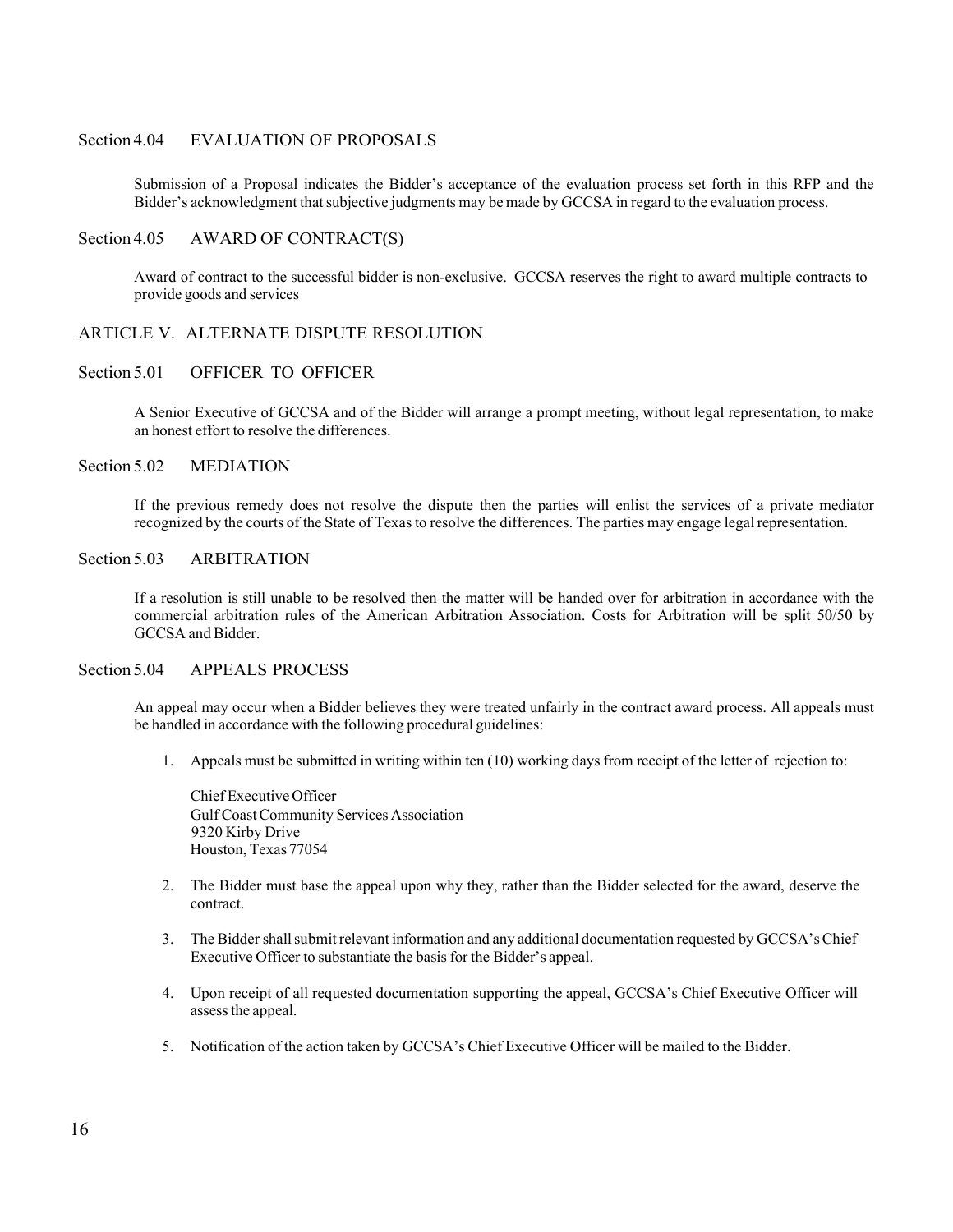### Section 4.04 EVALUATION OF PROPOSALS

Submission of a Proposal indicates the Bidder's acceptance of the evaluation process set forth in this RFP and the Bidder's acknowledgment that subjective judgments may be made by GCCSA in regard to the evaluation process.

### Section 4.05 AWARD OF CONTRACT(S)

Award of contract to the successful bidder is non-exclusive. GCCSA reserves the right to award multiple contracts to provide goods and services

## ARTICLE V. ALTERNATE DISPUTE RESOLUTION

### Section 5.01 OFFICER TO OFFICER

A Senior Executive of GCCSA and of the Bidder will arrange a prompt meeting, without legal representation, to make an honest effort to resolve the differences.

### Section 5.02 MEDIATION

If the previous remedy does not resolve the dispute then the parties will enlist the services of a private mediator recognized by the courts of the State of Texas to resolve the differences. The parties may engage legal representation.

### Section 5.03 ARBITRATION

If a resolution is still unable to be resolved then the matter will be handed over for arbitration in accordance with the commercial arbitration rules of the American Arbitration Association. Costs for Arbitration will be split 50/50 by GCCSA and Bidder.

### Section 5.04 APPEALS PROCESS

An appeal may occur when a Bidder believes they were treated unfairly in the contract award process. All appeals must be handled in accordance with the following procedural guidelines:

1. Appeals must be submitted in writing within ten (10) working days from receipt of the letter of rejection to:

   Chief Executive Officer
   Gulf Coast Community Services Association
   9320 Kirby Drive
   Houston, Texas 77054

2. The Bidder must base the appeal upon why they, rather than the Bidder selected for the award, deserve the contract.

3. The Bidder shall submit relevant information and any additional documentation requested by GCCSA's Chief Executive Officer to substantiate the basis for the Bidder's appeal.

4. Upon receipt of all requested documentation supporting the appeal, GCCSA's Chief Executive Officer will assess the appeal.

5. Notification of the action taken by GCCSA's Chief Executive Officer will be mailed to the Bidder.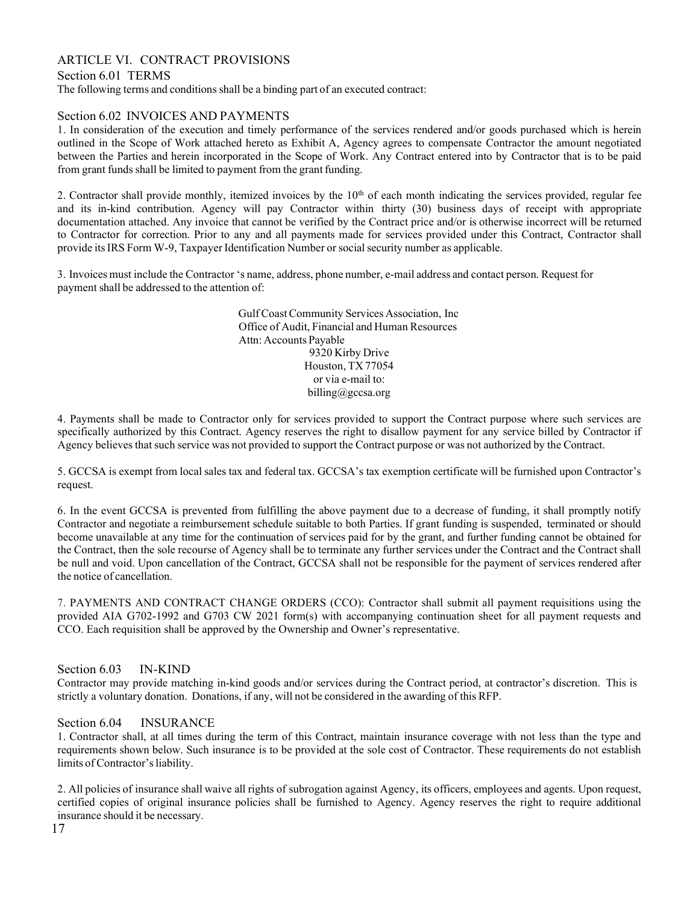## ARTICLE VI. CONTRACT PROVISIONS

### Section 6.01 TERMS

The following terms and conditions shall be a binding part of an executed contract:

### Section 6.02 INVOICES AND PAYMENTS

1. In consideration of the execution and timely performance of the services rendered and/or goods purchased which is herein outlined in the Scope of Work attached hereto as Exhibit A, Agency agrees to compensate Contractor the amount negotiated between the Parties and herein incorporated in the Scope of Work. Any Contract entered into by Contractor that is to be paid from grant funds shall be limited to payment from the grant funding.

2. Contractor shall provide monthly, itemized invoices by the 10th of each month indicating the services provided, regular fee and its in-kind contribution. Agency will pay Contractor within thirty (30) business days of receipt with appropriate documentation attached. Any invoice that cannot be verified by the Contract price and/or is otherwise incorrect will be returned to Contractor for correction. Prior to any and all payments made for services provided under this Contract, Contractor shall provide its IRS Form W-9, Taxpayer Identification Number or social security number as applicable.

3. Invoices must include the Contractor 's name, address, phone number, e-mail address and contact person. Request for payment shall be addressed to the attention of:

Gulf Coast Community Services Association, Inc
Office of Audit, Financial and Human Resources
Attn: Accounts Payable
9320 Kirby Drive
Houston, TX 77054
or via e-mail to:
billing@gccsa.org

4. Payments shall be made to Contractor only for services provided to support the Contract purpose where such services are specifically authorized by this Contract. Agency reserves the right to disallow payment for any service billed by Contractor if Agency believes that such service was not provided to support the Contract purpose or was not authorized by the Contract.

5. GCCSA is exempt from local sales tax and federal tax. GCCSA's tax exemption certificate will be furnished upon Contractor's request.

6. In the event GCCSA is prevented from fulfilling the above payment due to a decrease of funding, it shall promptly notify Contractor and negotiate a reimbursement schedule suitable to both Parties. If grant funding is suspended, terminated or should become unavailable at any time for the continuation of services paid for by the grant, and further funding cannot be obtained for the Contract, then the sole recourse of Agency shall be to terminate any further services under the Contract and the Contract shall be null and void. Upon cancellation of the Contract, GCCSA shall not be responsible for the payment of services rendered after the notice of cancellation.

7. PAYMENTS AND CONTRACT CHANGE ORDERS (CCO): Contractor shall submit all payment requisitions using the provided AIA G702-1992 and G703 CW 2021 form(s) with accompanying continuation sheet for all payment requests and CCO. Each requisition shall be approved by the Ownership and Owner's representative.

### Section 6.03 IN-KIND

Contractor may provide matching in-kind goods and/or services during the Contract period, at contractor's discretion. This is strictly a voluntary donation. Donations, if any, will not be considered in the awarding of this RFP.

### Section 6.04 INSURANCE

1. Contractor shall, at all times during the term of this Contract, maintain insurance coverage with not less than the type and requirements shown below. Such insurance is to be provided at the sole cost of Contractor. These requirements do not establish limits of Contractor's liability.

2. All policies of insurance shall waive all rights of subrogation against Agency, its officers, employees and agents. Upon request, certified copies of original insurance policies shall be furnished to Agency. Agency reserves the right to require additional insurance should it be necessary.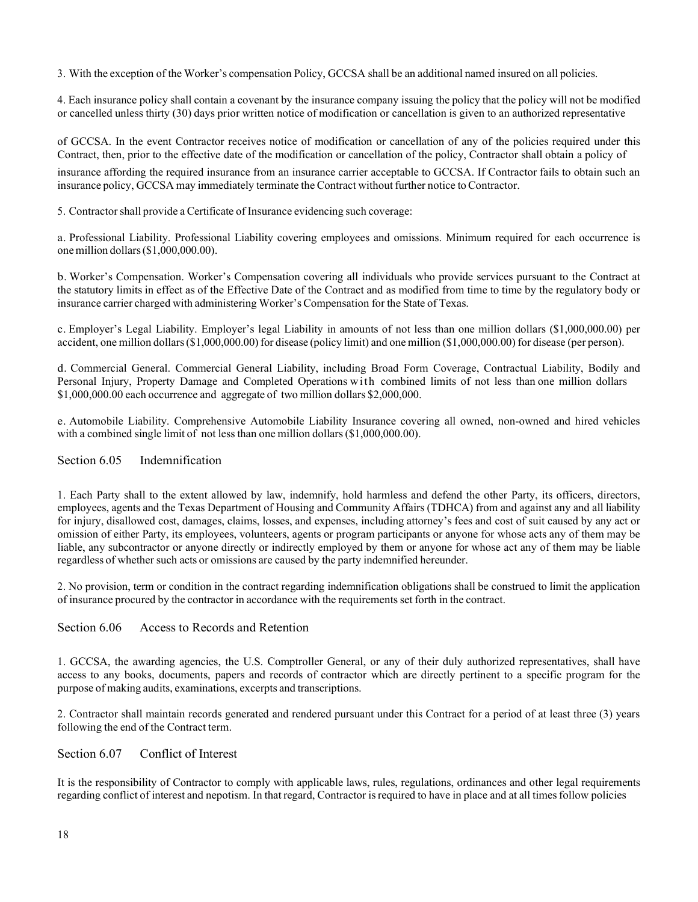3. With the exception of the Worker's compensation Policy, GCCSA shall be an additional named insured on all policies.

4. Each insurance policy shall contain a covenant by the insurance company issuing the policy that the policy will not be modified or cancelled unless thirty (30) days prior written notice of modification or cancellation is given to an authorized representative of GCCSA. In the event Contractor receives notice of modification or cancellation of any of the policies required under this Contract, then, prior to the effective date of the modification or cancellation of the policy, Contractor shall obtain a policy of insurance affording the required insurance from an insurance carrier acceptable to GCCSA. If Contractor fails to obtain such an insurance policy, GCCSA may immediately terminate the Contract without further notice to Contractor.

5. Contractor shall provide a Certificate of Insurance evidencing such coverage:

a. Professional Liability. Professional Liability covering employees and omissions. Minimum required for each occurrence is one million dollars ($1,000,000.00).

b. Worker's Compensation. Worker's Compensation covering all individuals who provide services pursuant to the Contract at the statutory limits in effect as of the Effective Date of the Contract and as modified from time to time by the regulatory body or insurance carrier charged with administering Worker's Compensation for the State of Texas.

c. Employer's Legal Liability. Employer's legal Liability in amounts of not less than one million dollars ($1,000,000.00) per accident, one million dollars ($1,000,000.00) for disease (policy limit) and one million ($1,000,000.00) for disease (per person).

d. Commercial General. Commercial General Liability, including Broad Form Coverage, Contractual Liability, Bodily and Personal Injury, Property Damage and Completed Operations with combined limits of not less than one million dollars $1,000,000.00 each occurrence and aggregate of two million dollars $2,000,000.

e. Automobile Liability. Comprehensive Automobile Liability Insurance covering all owned, non-owned and hired vehicles with a combined single limit of not less than one million dollars ($1,000,000.00).

## Section 6.05 Indemnification

1. Each Party shall to the extent allowed by law, indemnify, hold harmless and defend the other Party, its officers, directors, employees, agents and the Texas Department of Housing and Community Affairs (TDHCA) from and against any and all liability for injury, disallowed cost, damages, claims, losses, and expenses, including attorney's fees and cost of suit caused by any act or omission of either Party, its employees, volunteers, agents or program participants or anyone for whose acts any of them may be liable, any subcontractor or anyone directly or indirectly employed by them or anyone for whose act any of them may be liable regardless of whether such acts or omissions are caused by the party indemnified hereunder.

2. No provision, term or condition in the contract regarding indemnification obligations shall be construed to limit the application of insurance procured by the contractor in accordance with the requirements set forth in the contract.

## Section 6.06 Access to Records and Retention

1. GCCSA, the awarding agencies, the U.S. Comptroller General, or any of their duly authorized representatives, shall have access to any books, documents, papers and records of contractor which are directly pertinent to a specific program for the purpose of making audits, examinations, excerpts and transcriptions.

2. Contractor shall maintain records generated and rendered pursuant under this Contract for a period of at least three (3) years following the end of the Contract term.

## Section 6.07 Conflict of Interest

It is the responsibility of Contractor to comply with applicable laws, rules, regulations, ordinances and other legal requirements regarding conflict of interest and nepotism. In that regard, Contractor is required to have in place and at all times follow policies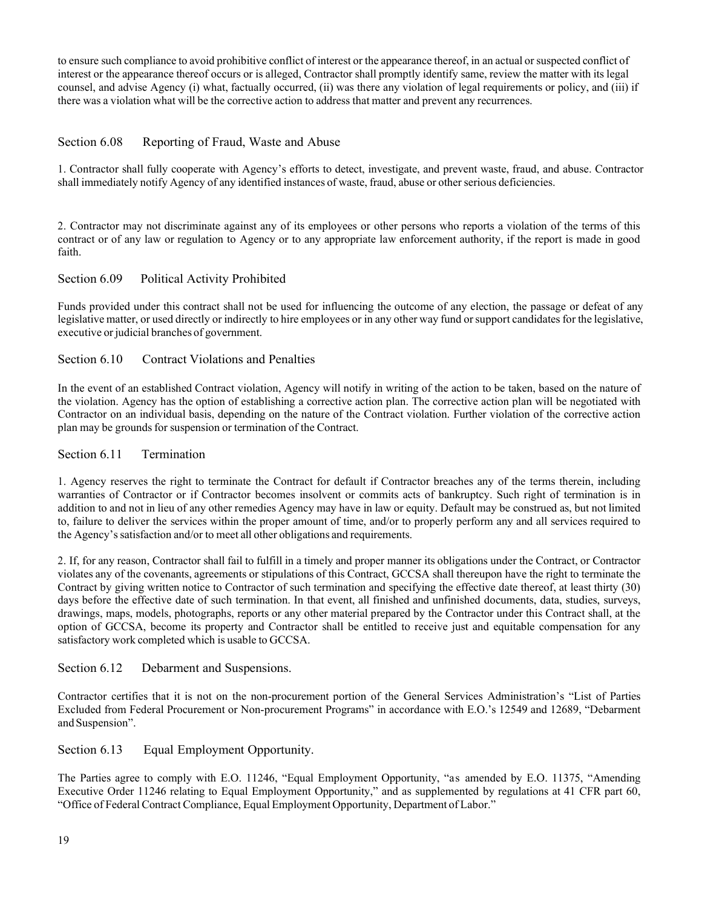to ensure such compliance to avoid prohibitive conflict of interest or the appearance thereof, in an actual or suspected conflict of interest or the appearance thereof occurs or is alleged, Contractor shall promptly identify same, review the matter with its legal counsel, and advise Agency (i) what, factually occurred, (ii) was there any violation of legal requirements or policy, and (iii) if there was a violation what will be the corrective action to address that matter and prevent any recurrences.

### Section 6.08 Reporting of Fraud, Waste and Abuse

1. Contractor shall fully cooperate with Agency's efforts to detect, investigate, and prevent waste, fraud, and abuse. Contractor shall immediately notify Agency of any identified instances of waste, fraud, abuse or other serious deficiencies.

2. Contractor may not discriminate against any of its employees or other persons who reports a violation of the terms of this contract or of any law or regulation to Agency or to any appropriate law enforcement authority, if the report is made in good faith.

### Section 6.09 Political Activity Prohibited

Funds provided under this contract shall not be used for influencing the outcome of any election, the passage or defeat of any legislative matter, or used directly or indirectly to hire employees or in any other way fund or support candidates for the legislative, executive or judicial branches of government.

### Section 6.10 Contract Violations and Penalties

In the event of an established Contract violation, Agency will notify in writing of the action to be taken, based on the nature of the violation. Agency has the option of establishing a corrective action plan. The corrective action plan will be negotiated with Contractor on an individual basis, depending on the nature of the Contract violation. Further violation of the corrective action plan may be grounds for suspension or termination of the Contract.

### Section 6.11 Termination

1. Agency reserves the right to terminate the Contract for default if Contractor breaches any of the terms therein, including warranties of Contractor or if Contractor becomes insolvent or commits acts of bankruptcy. Such right of termination is in addition to and not in lieu of any other remedies Agency may have in law or equity. Default may be construed as, but not limited to, failure to deliver the services within the proper amount of time, and/or to properly perform any and all services required to the Agency's satisfaction and/or to meet all other obligations and requirements.

2. If, for any reason, Contractor shall fail to fulfill in a timely and proper manner its obligations under the Contract, or Contractor violates any of the covenants, agreements or stipulations of this Contract, GCCSA shall thereupon have the right to terminate the Contract by giving written notice to Contractor of such termination and specifying the effective date thereof, at least thirty (30) days before the effective date of such termination. In that event, all finished and unfinished documents, data, studies, surveys, drawings, maps, models, photographs, reports or any other material prepared by the Contractor under this Contract shall, at the option of GCCSA, become its property and Contractor shall be entitled to receive just and equitable compensation for any satisfactory work completed which is usable to GCCSA.

### Section 6.12 Debarment and Suspensions.

Contractor certifies that it is not on the non-procurement portion of the General Services Administration's "List of Parties Excluded from Federal Procurement or Non-procurement Programs" in accordance with E.O.'s 12549 and 12689, "Debarment and Suspension".

### Section 6.13 Equal Employment Opportunity.

The Parties agree to comply with E.O. 11246, "Equal Employment Opportunity, "as amended by E.O. 11375, "Amending Executive Order 11246 relating to Equal Employment Opportunity," and as supplemented by regulations at 41 CFR part 60, "Office of Federal Contract Compliance, Equal Employment Opportunity, Department of Labor."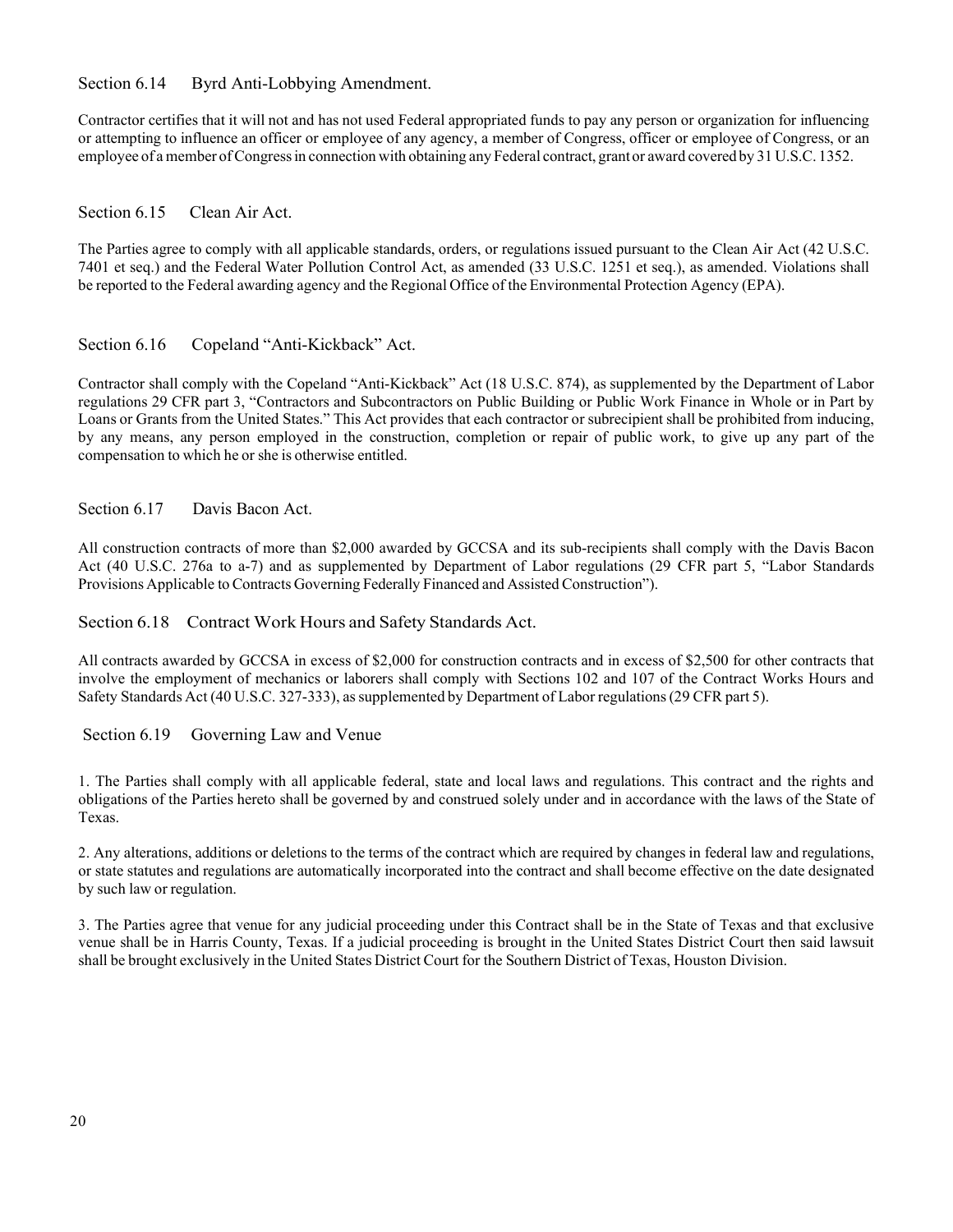### Section 6.14 Byrd Anti-Lobbying Amendment.

Contractor certifies that it will not and has not used Federal appropriated funds to pay any person or organization for influencing or attempting to influence an officer or employee of any agency, a member of Congress, officer or employee of Congress, or an employee of a member of Congress in connection with obtaining any Federal contract, grant or award covered by 31 U.S.C. 1352.

### Section 6.15 Clean Air Act.

The Parties agree to comply with all applicable standards, orders, or regulations issued pursuant to the Clean Air Act (42 U.S.C. 7401 et seq.) and the Federal Water Pollution Control Act, as amended (33 U.S.C. 1251 et seq.), as amended. Violations shall be reported to the Federal awarding agency and the Regional Office of the Environmental Protection Agency (EPA).

### Section 6.16 Copeland "Anti-Kickback" Act.

Contractor shall comply with the Copeland "Anti-Kickback" Act (18 U.S.C. 874), as supplemented by the Department of Labor regulations 29 CFR part 3, "Contractors and Subcontractors on Public Building or Public Work Finance in Whole or in Part by Loans or Grants from the United States." This Act provides that each contractor or subrecipient shall be prohibited from inducing, by any means, any person employed in the construction, completion or repair of public work, to give up any part of the compensation to which he or she is otherwise entitled.

### Section 6.17 Davis Bacon Act.

All construction contracts of more than $2,000 awarded by GCCSA and its sub-recipients shall comply with the Davis Bacon Act (40 U.S.C. 276a to a-7) and as supplemented by Department of Labor regulations (29 CFR part 5, "Labor Standards Provisions Applicable to Contracts Governing Federally Financed and Assisted Construction").

### Section 6.18 Contract Work Hours and Safety Standards Act.

All contracts awarded by GCCSA in excess of $2,000 for construction contracts and in excess of $2,500 for other contracts that involve the employment of mechanics or laborers shall comply with Sections 102 and 107 of the Contract Works Hours and Safety Standards Act (40 U.S.C. 327-333), as supplemented by Department of Labor regulations (29 CFR part 5).

### Section 6.19 Governing Law and Venue

1. The Parties shall comply with all applicable federal, state and local laws and regulations. This contract and the rights and obligations of the Parties hereto shall be governed by and construed solely under and in accordance with the laws of the State of Texas.

2. Any alterations, additions or deletions to the terms of the contract which are required by changes in federal law and regulations, or state statutes and regulations are automatically incorporated into the contract and shall become effective on the date designated by such law or regulation.

3. The Parties agree that venue for any judicial proceeding under this Contract shall be in the State of Texas and that exclusive venue shall be in Harris County, Texas. If a judicial proceeding is brought in the United States District Court then said lawsuit shall be brought exclusively in the United States District Court for the Southern District of Texas, Houston Division.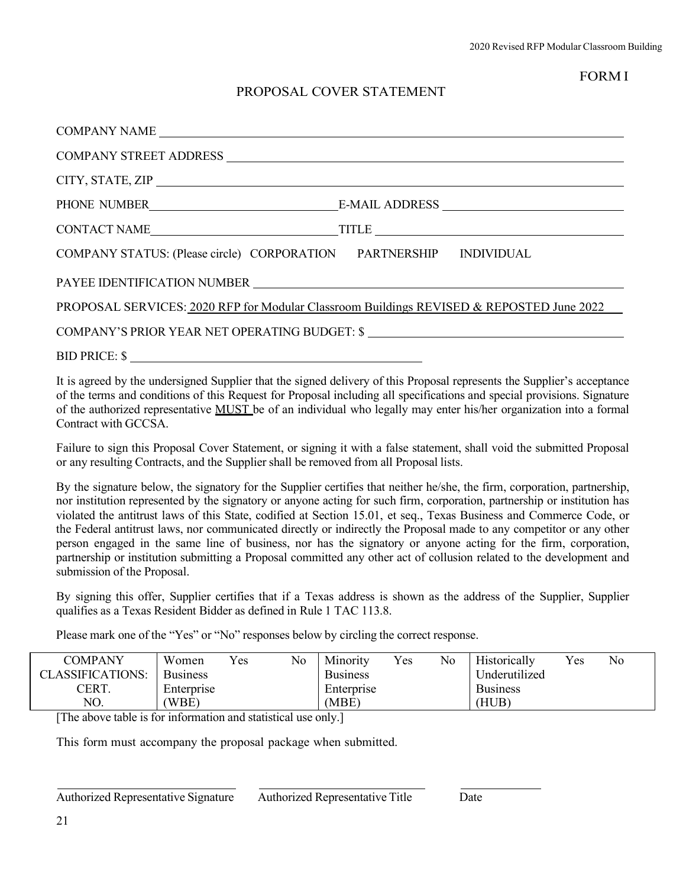FORM I

# PROPOSAL COVER STATEMENT

COMPANY NAME \_\_\_\_\_\_\_\_\_\_\_\_\_\_\_\_\_\_\_\_\_\_\_\_\_\_\_\_\_\_\_\_\_\_\_\_\_\_\_\_

COMPANY STREET ADDRESS \_\_\_\_\_\_\_\_\_\_\_\_\_\_\_\_\_\_\_\_\_\_\_\_\_\_\_\_\_\_\_\_\_\_\_\_\_\_\_\_

CITY, STATE, ZIP \_\_\_\_\_\_\_\_\_\_\_\_\_\_\_\_\_\_\_\_\_\_\_\_\_\_\_\_\_\_\_\_\_\_\_\_\_\_\_\_

PHONE NUMBER \_\_\_\_\_\_\_\_\_\_\_\_\_\_\_\_\_\_\_\_ E-MAIL ADDRESS \_\_\_\_\_\_\_\_\_\_\_\_\_\_\_\_\_\_\_\_

CONTACT NAME \_\_\_\_\_\_\_\_\_\_\_\_\_\_\_\_\_\_\_\_ TITLE \_\_\_\_\_\_\_\_\_\_\_\_\_\_\_\_\_\_\_\_

COMPANY STATUS: (Please circle) CORPORATION PARTNERSHIP INDIVIDUAL

PAYEE IDENTIFICATION NUMBER \_\_\_\_\_\_\_\_\_\_\_\_\_\_\_\_\_\_\_\_\_\_\_\_\_\_\_\_\_\_\_\_\_\_\_\_\_\_\_\_

PROPOSAL SERVICES: 2020 RFP for Modular Classroom Buildings REVISED & REPOSTED June 2022

COMPANY'S PRIOR YEAR NET OPERATING BUDGET: $ \_\_\_\_\_\_\_\_\_\_\_\_\_\_\_\_\_\_\_\_\_\_\_\_\_\_\_\_\_\_\_\_\_\_\_\_\_\_\_\_

BID PRICE: $ \_\_\_\_\_\_\_\_\_\_\_\_\_\_\_\_\_\_\_\_\_\_\_\_\_\_\_\_\_\_\_\_\_\_\_\_\_\_\_\_

It is agreed by the undersigned Supplier that the signed delivery of this Proposal represents the Supplier's acceptance of the terms and conditions of this Request for Proposal including all specifications and special provisions. Signature of the authorized representative MUST be of an individual who legally may enter his/her organization into a formal Contract with GCCSA.

Failure to sign this Proposal Cover Statement, or signing it with a false statement, shall void the submitted Proposal or any resulting Contracts, and the Supplier shall be removed from all Proposal lists.

By the signature below, the signatory for the Supplier certifies that neither he/she, the firm, corporation, partnership, nor institution represented by the signatory or anyone acting for such firm, corporation, partnership or institution has violated the antitrust laws of this State, codified at Section 15.01, et seq., Texas Business and Commerce Code, or the Federal antitrust laws, nor communicated directly or indirectly the Proposal made to any competitor or any other person engaged in the same line of business, nor has the signatory or anyone acting for the firm, corporation, partnership or institution submitting a Proposal committed any other act of collusion related to the development and submission of the Proposal.

By signing this offer, Supplier certifies that if a Texas address is shown as the address of the Supplier, Supplier qualifies as a Texas Resident Bidder as defined in Rule 1 TAC 113.8.

Please mark one of the "Yes" or "No" responses below by circling the correct response.

| COMPANY CLASSIFICATIONS: CERT. NO. | Women Business Enterprise (WBE) | Yes | No | Minority Business Enterprise (MBE) | Yes | No | Historically Underutilized Business (HUB) | Yes | No |
|---|---|---|---|---|---|---|---|---|---|

[The above table is for information and statistical use only.]

This form must accompany the proposal package when submitted.

\_\_\_\_\_\_\_\_\_\_\_\_\_\_\_\_\_\_\_\_ \_\_\_\_\_\_\_\_\_\_\_\_\_\_\_\_\_\_\_\_ \_\_\_\_\_\_\_\_\_\_

Authorized Representative Signature     Authorized Representative Title     Date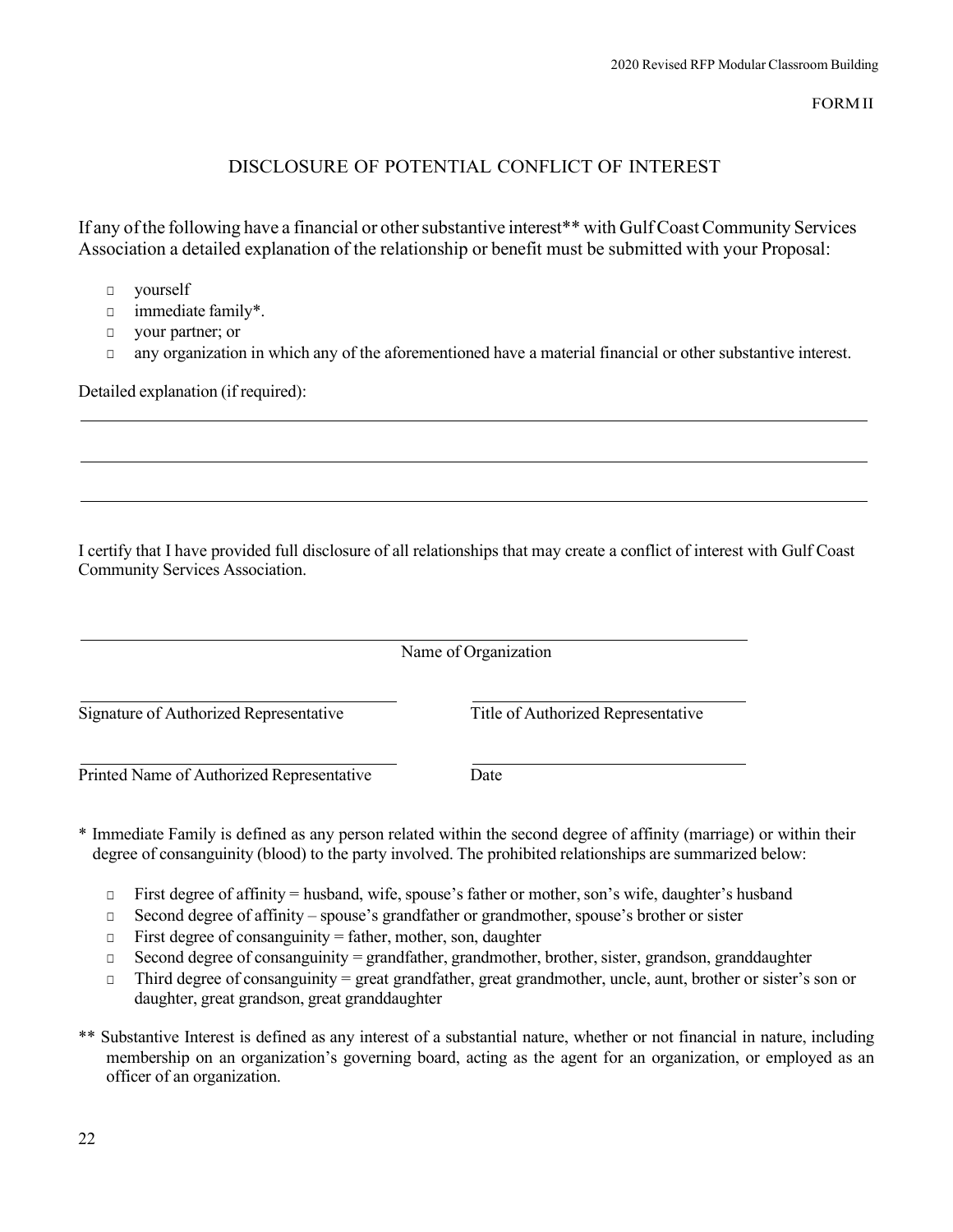FORM II

# DISCLOSURE OF POTENTIAL CONFLICT OF INTEREST

If any of the following have a financial or other substantive interest** with Gulf Coast Community Services Association a detailed explanation of the relationship or benefit must be submitted with your Proposal:

- yourself
- immediate family*.
- your partner; or
- any organization in which any of the aforementioned have a material financial or other substantive interest.

Detailed explanation (if required):

\_\_\_\_\_\_\_\_\_\_\_\_\_\_\_\_\_\_\_\_\_\_\_\_\_\_\_\_\_\_\_\_\_\_\_\_\_\_\_\_\_\_\_\_\_\_\_\_\_\_\_\_\_\_\_\_\_\_\_\_\_\_\_\_\_\_\_\_\_\_\_\_

\_\_\_\_\_\_\_\_\_\_\_\_\_\_\_\_\_\_\_\_\_\_\_\_\_\_\_\_\_\_\_\_\_\_\_\_\_\_\_\_\_\_\_\_\_\_\_\_\_\_\_\_\_\_\_\_\_\_\_\_\_\_\_\_\_\_\_\_\_\_\_\_

\_\_\_\_\_\_\_\_\_\_\_\_\_\_\_\_\_\_\_\_\_\_\_\_\_\_\_\_\_\_\_\_\_\_\_\_\_\_\_\_\_\_\_\_\_\_\_\_\_\_\_\_\_\_\_\_\_\_\_\_\_\_\_\_\_\_\_\_\_\_\_\_

I certify that I have provided full disclosure of all relationships that may create a conflict of interest with Gulf Coast Community Services Association.

\_\_\_\_\_\_\_\_\_\_\_\_\_\_\_\_\_\_\_\_\_\_\_\_\_\_\_\_\_\_\_\_\_\_\_\_\_\_\_\_\_\_\_\_\_\_\_\_\_\_\_\_\_\_\_\_
Name of Organization

| | |
|---|---|
| \_\_\_\_\_\_\_\_\_\_\_\_\_\_\_\_\_\_\_\_\_\_\_\_\_\_\_\_ | \_\_\_\_\_\_\_\_\_\_\_\_\_\_\_\_\_\_\_\_\_\_\_\_\_\_\_\_ |
| Signature of Authorized Representative | Title of Authorized Representative |
| \_\_\_\_\_\_\_\_\_\_\_\_\_\_\_\_\_\_\_\_\_\_\_\_\_\_\_\_ | \_\_\_\_\_\_\_\_\_\_\_\_\_\_\_\_\_\_\_\_\_\_\_\_\_\_\_\_ |
| Printed Name of Authorized Representative | Date |

\* Immediate Family is defined as any person related within the second degree of affinity (marriage) or within their degree of consanguinity (blood) to the party involved. The prohibited relationships are summarized below:

- First degree of affinity = husband, wife, spouse's father or mother, son's wife, daughter's husband
- Second degree of affinity – spouse's grandfather or grandmother, spouse's brother or sister
- First degree of consanguinity = father, mother, son, daughter
- Second degree of consanguinity = grandfather, grandmother, brother, sister, grandson, granddaughter
- Third degree of consanguinity = great grandfather, great grandmother, uncle, aunt, brother or sister's son or daughter, great grandson, great granddaughter

** Substantive Interest is defined as any interest of a substantial nature, whether or not financial in nature, including membership on an organization's governing board, acting as the agent for an organization, or employed as an officer of an organization.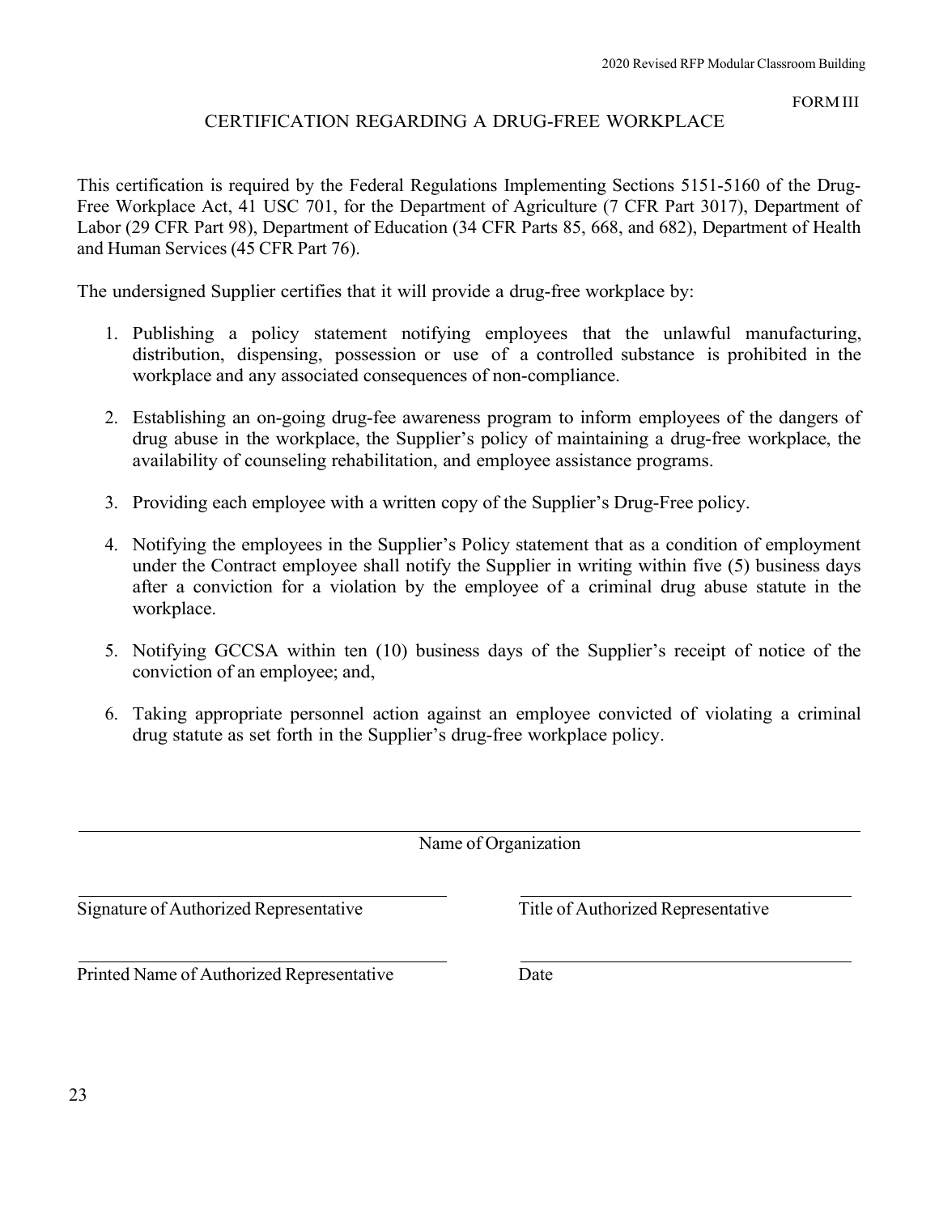FORM III

# CERTIFICATION REGARDING A DRUG-FREE WORKPLACE

This certification is required by the Federal Regulations Implementing Sections 5151-5160 of the Drug-Free Workplace Act, 41 USC 701, for the Department of Agriculture (7 CFR Part 3017), Department of Labor (29 CFR Part 98), Department of Education (34 CFR Parts 85, 668, and 682), Department of Health and Human Services (45 CFR Part 76).

The undersigned Supplier certifies that it will provide a drug-free workplace by:

1. Publishing a policy statement notifying employees that the unlawful manufacturing, distribution, dispensing, possession or use of a controlled substance is prohibited in the workplace and any associated consequences of non-compliance.

2. Establishing an on-going drug-fee awareness program to inform employees of the dangers of drug abuse in the workplace, the Supplier's policy of maintaining a drug-free workplace, the availability of counseling rehabilitation, and employee assistance programs.

3. Providing each employee with a written copy of the Supplier's Drug-Free policy.

4. Notifying the employees in the Supplier's Policy statement that as a condition of employment under the Contract employee shall notify the Supplier in writing within five (5) business days after a conviction for a violation by the employee of a criminal drug abuse statute in the workplace.

5. Notifying GCCSA within ten (10) business days of the Supplier's receipt of notice of the conviction of an employee; and,

6. Taking appropriate personnel action against an employee convicted of violating a criminal drug statute as set forth in the Supplier's drug-free workplace policy.

\_\_\_\_\_\_\_\_\_\_\_\_\_\_\_\_\_\_\_\_\_\_\_\_\_\_\_\_\_\_\_\_\_\_\_\_\_\_\_\_\_\_\_\_

Name of Organization

\_\_\_\_\_\_\_\_\_\_\_\_\_\_\_\_\_\_\_\_\_\_\_\_\_\_\_\_ \_\_\_\_\_\_\_\_\_\_\_\_\_\_\_\_\_\_\_\_\_\_\_\_\_\_\_\_

Signature of Authorized Representative    Title of Authorized Representative

\_\_\_\_\_\_\_\_\_\_\_\_\_\_\_\_\_\_\_\_\_\_\_\_\_\_\_\_ \_\_\_\_\_\_\_\_\_\_\_\_\_\_\_\_\_\_\_\_\_\_\_\_\_\_\_\_

Printed Name of Authorized Representative    Date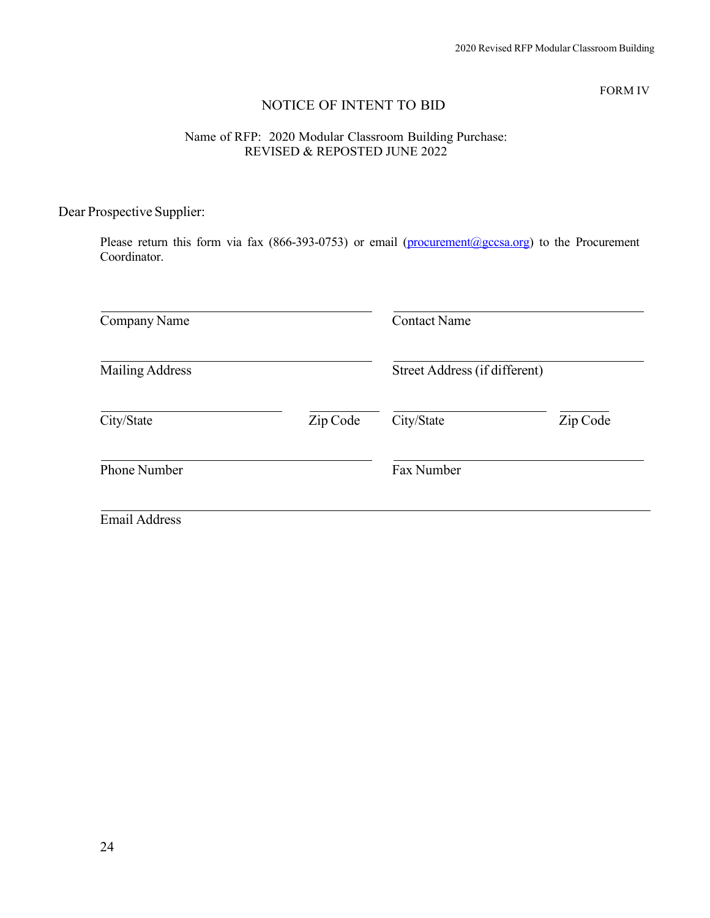FORM IV

# NOTICE OF INTENT TO BID

Name of RFP: 2020 Modular Classroom Building Purchase:
REVISED & REPOSTED JUNE 2022

Dear Prospective Supplier:

Please return this form via fax (866-393-0753) or email (procurement@gccsa.org) to the Procurement Coordinator.

| | | | |
|---|---|---|---|
| \_\_\_\_\_\_\_\_\_\_\_\_\_\_\_\_\_\_\_\_ | | \_\_\_\_\_\_\_\_\_\_\_\_\_\_\_\_\_\_\_\_ | |
| Company Name | | Contact Name | |
| \_\_\_\_\_\_\_\_\_\_\_\_\_\_\_\_\_\_\_\_ | | \_\_\_\_\_\_\_\_\_\_\_\_\_\_\_\_\_\_\_\_ | |
| Mailing Address | | Street Address (if different) | |
| \_\_\_\_\_\_\_\_\_\_\_\_\_\_\_ | \_\_\_\_\_\_\_\_ | \_\_\_\_\_\_\_\_\_\_\_\_\_\_\_ | \_\_\_\_\_\_\_\_ |
| City/State | Zip Code | City/State | Zip Code |
| \_\_\_\_\_\_\_\_\_\_\_\_\_\_\_\_\_\_\_\_ | | \_\_\_\_\_\_\_\_\_\_\_\_\_\_\_\_\_\_\_\_ | |
| Phone Number | | Fax Number | |

\_\_\_\_\_\_\_\_\_\_\_\_\_\_\_\_\_\_\_\_\_\_\_\_\_\_\_\_\_\_\_\_\_\_\_\_\_\_\_\_

Email Address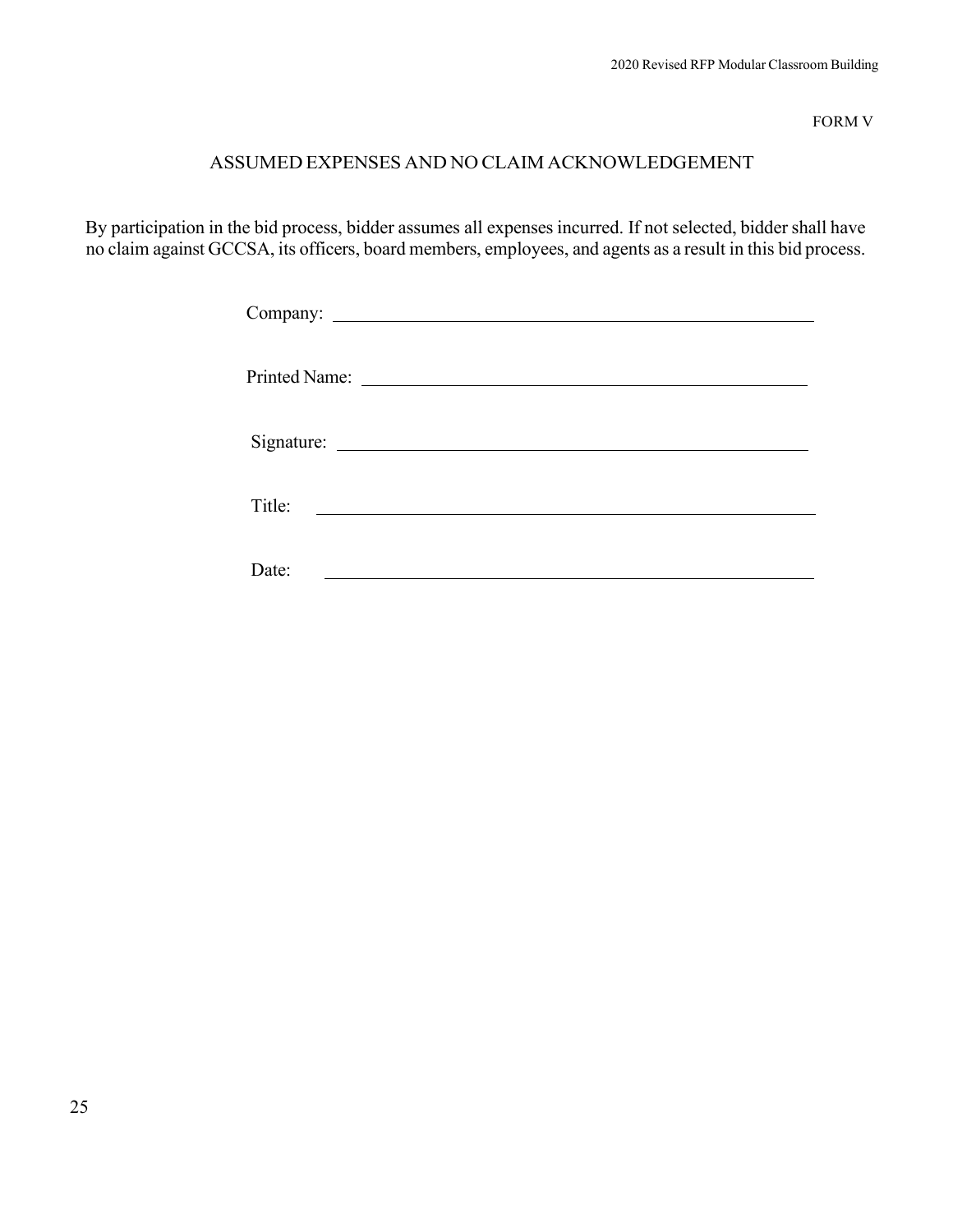FORM V

## ASSUMED EXPENSES AND NO CLAIM ACKNOWLEDGEMENT

By participation in the bid process, bidder assumes all expenses incurred. If not selected, bidder shall have no claim against GCCSA, its officers, board members, employees, and agents as a result in this bid process.

Company: ______________________________________________

Printed Name: __________________________________________

Signature: _____________________________________________

Title: _________________________________________________

Date: _________________________________________________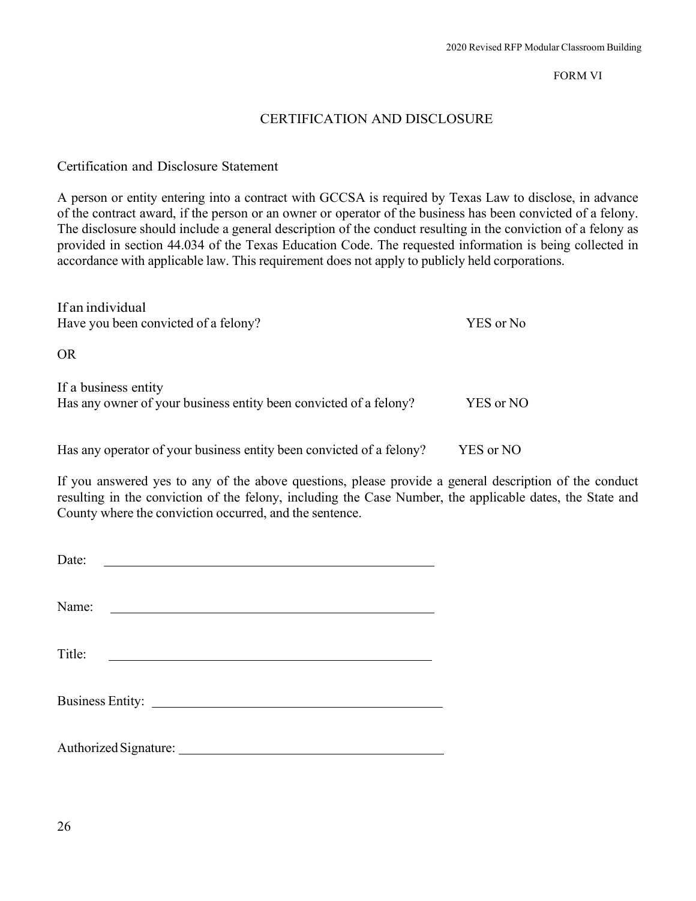FORM VI

# CERTIFICATION AND DISCLOSURE

Certification and Disclosure Statement

A person or entity entering into a contract with GCCSA is required by Texas Law to disclose, in advance of the contract award, if the person or an owner or operator of the business has been convicted of a felony. The disclosure should include a general description of the conduct resulting in the conviction of a felony as provided in section 44.034 of the Texas Education Code. The requested information is being collected in accordance with applicable law. This requirement does not apply to publicly held corporations.

If an individual
Have you been convicted of a felony? YES or No

OR

If a business entity
Has any owner of your business entity been convicted of a felony? YES or NO

Has any operator of your business entity been convicted of a felony? YES or NO

If you answered yes to any of the above questions, please provide a general description of the conduct resulting in the conviction of the felony, including the Case Number, the applicable dates, the State and County where the conviction occurred, and the sentence.

Date: ______________________________

Name: ______________________________

Title: ______________________________

Business Entity: ______________________________

Authorized Signature: ______________________________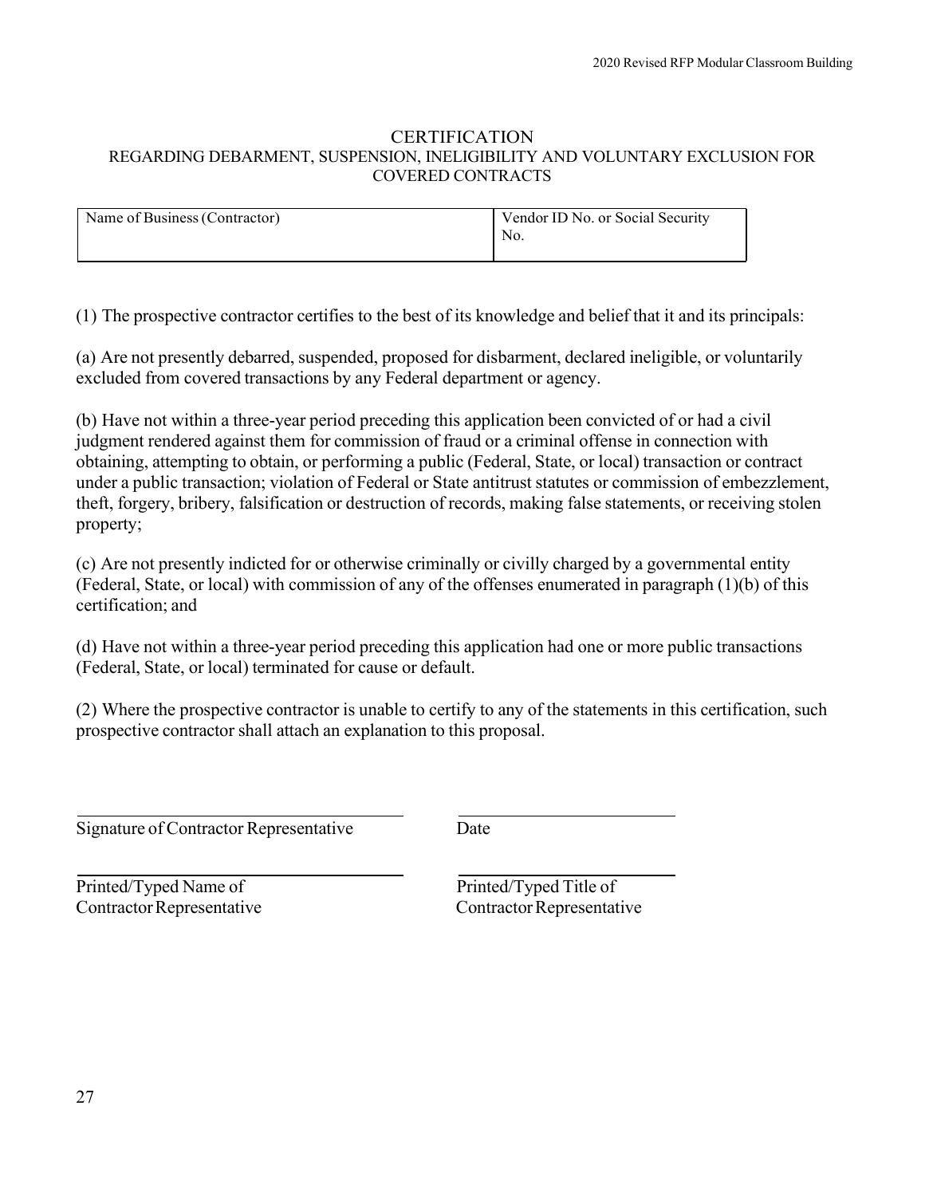# CERTIFICATION

## REGARDING DEBARMENT, SUSPENSION, INELIGIBILITY AND VOLUNTARY EXCLUSION FOR COVERED CONTRACTS

| Name of Business (Contractor) | Vendor ID No. or Social Security No. |
|---|---|
| | |

(1) The prospective contractor certifies to the best of its knowledge and belief that it and its principals:

(a) Are not presently debarred, suspended, proposed for disbarment, declared ineligible, or voluntarily excluded from covered transactions by any Federal department or agency.

(b) Have not within a three-year period preceding this application been convicted of or had a civil judgment rendered against them for commission of fraud or a criminal offense in connection with obtaining, attempting to obtain, or performing a public (Federal, State, or local) transaction or contract under a public transaction; violation of Federal or State antitrust statutes or commission of embezzlement, theft, forgery, bribery, falsification or destruction of records, making false statements, or receiving stolen property;

(c) Are not presently indicted for or otherwise criminally or civilly charged by a governmental entity (Federal, State, or local) with commission of any of the offenses enumerated in paragraph (1)(b) of this certification; and

(d) Have not within a three-year period preceding this application had one or more public transactions (Federal, State, or local) terminated for cause or default.

(2) Where the prospective contractor is unable to certify to any of the statements in this certification, such prospective contractor shall attach an explanation to this proposal.

_________________________________ &nbsp;&nbsp;&nbsp;&nbsp; _________________________

Signature of Contractor Representative &nbsp;&nbsp;&nbsp;&nbsp; Date

_________________________________ &nbsp;&nbsp;&nbsp;&nbsp; _________________________

Printed/Typed Name of Contractor Representative &nbsp;&nbsp;&nbsp;&nbsp; Printed/Typed Title of Contractor Representative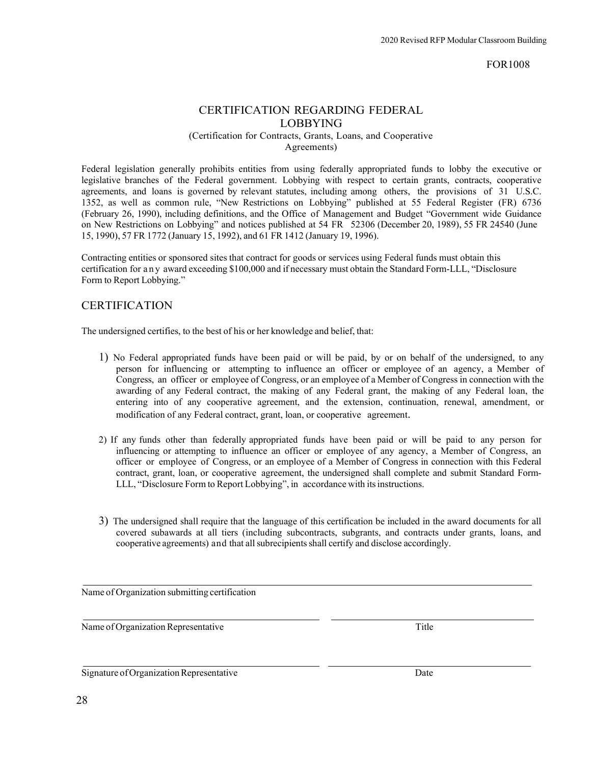FOR1008

# CERTIFICATION REGARDING FEDERAL LOBBYING

(Certification for Contracts, Grants, Loans, and Cooperative Agreements)

Federal legislation generally prohibits entities from using federally appropriated funds to lobby the executive or legislative branches of the Federal government. Lobbying with respect to certain grants, contracts, cooperative agreements, and loans is governed by relevant statutes, including among others, the provisions of 31 U.S.C. 1352, as well as common rule, "New Restrictions on Lobbying" published at 55 Federal Register (FR) 6736 (February 26, 1990), including definitions, and the Office of Management and Budget "Government wide Guidance on New Restrictions on Lobbying" and notices published at 54 FR 52306 (December 20, 1989), 55 FR 24540 (June 15, 1990), 57 FR 1772 (January 15, 1992), and 61 FR 1412 (January 19, 1996).

Contracting entities or sponsored sites that contract for goods or services using Federal funds must obtain this certification for any award exceeding $100,000 and if necessary must obtain the Standard Form-LLL, "Disclosure Form to Report Lobbying."

## CERTIFICATION

The undersigned certifies, to the best of his or her knowledge and belief, that:

1) No Federal appropriated funds have been paid or will be paid, by or on behalf of the undersigned, to any person for influencing or attempting to influence an officer or employee of an agency, a Member of Congress, an officer or employee of Congress, or an employee of a Member of Congress in connection with the awarding of any Federal contract, the making of any Federal grant, the making of any Federal loan, the entering into of any cooperative agreement, and the extension, continuation, renewal, amendment, or modification of any Federal contract, grant, loan, or cooperative agreement.

2) If any funds other than federally appropriated funds have been paid or will be paid to any person for influencing or attempting to influence an officer or employee of any agency, a Member of Congress, an officer or employee of Congress, or an employee of a Member of Congress in connection with this Federal contract, grant, loan, or cooperative agreement, the undersigned shall complete and submit Standard Form-LLL, "Disclosure Form to Report Lobbying", in accordance with its instructions.

3) The undersigned shall require that the language of this certification be included in the award documents for all covered subawards at all tiers (including subcontracts, subgrants, and contracts under grants, loans, and cooperative agreements) and that all subrecipients shall certify and disclose accordingly.

\_\_\_\_\_\_\_\_\_\_\_\_\_\_\_\_\_\_\_\_\_\_\_\_\_\_\_\_\_\_\_\_\_\_\_\_\_\_\_\_\_\_\_\_\_\_\_\_\_\_\_\_\_\_\_\_\_\_\_\_
Name of Organization submitting certification

\_\_\_\_\_\_\_\_\_\_\_\_\_\_\_\_\_\_\_\_\_\_\_\_\_\_\_\_\_\_\_\_ \_\_\_\_\_\_\_\_\_\_\_\_\_\_\_\_\_\_\_\_\_\_\_\_\_\_\_\_
Name of Organization Representative Title

\_\_\_\_\_\_\_\_\_\_\_\_\_\_\_\_\_\_\_\_\_\_\_\_\_\_\_\_\_\_\_\_ \_\_\_\_\_\_\_\_\_\_\_\_\_\_\_\_\_\_\_\_\_\_\_\_\_\_\_\_
Signature of Organization Representative Date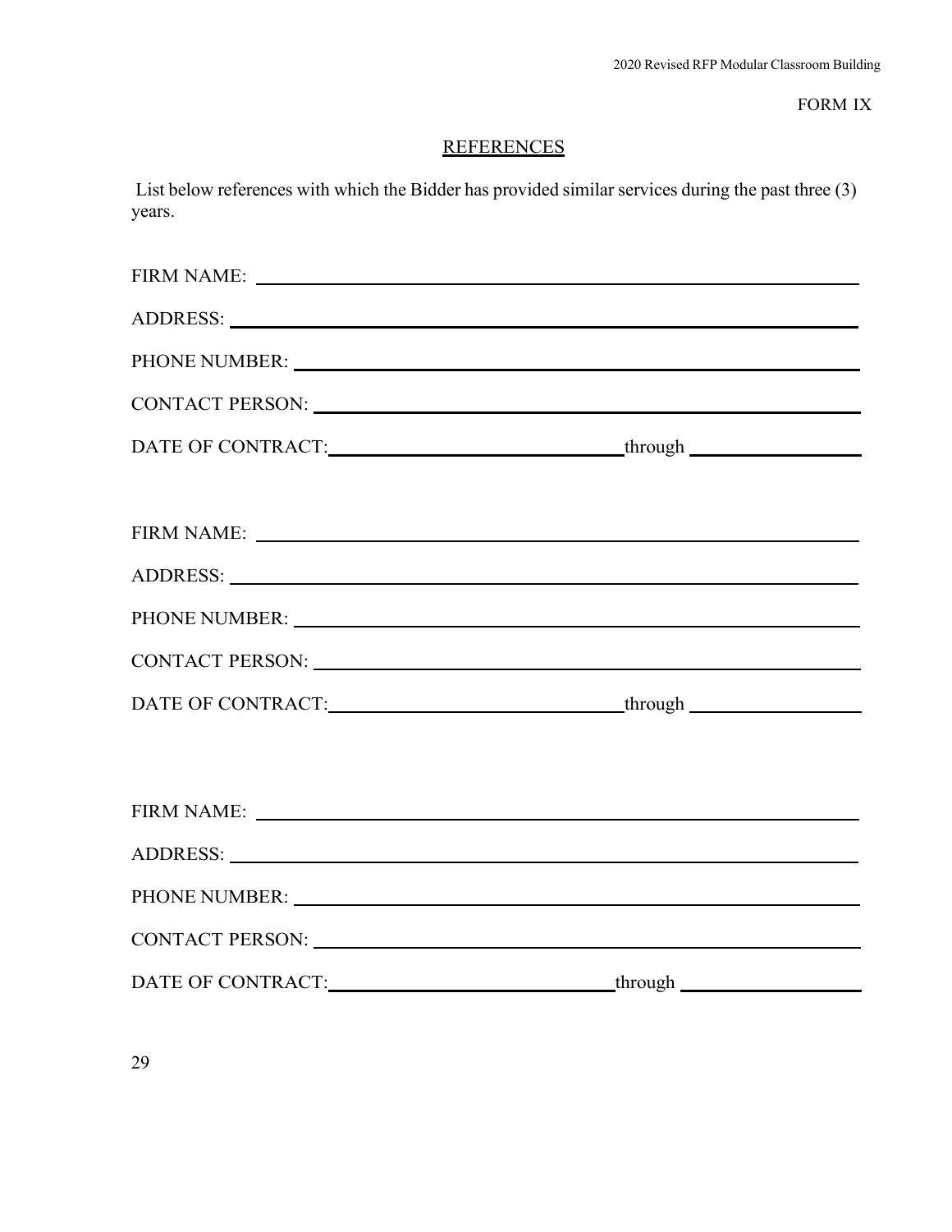FORM IX

## REFERENCES

List below references with which the Bidder has provided similar services during the past three (3) years.

FIRM NAME: ______________________________________________

ADDRESS: ______________________________________________

PHONE NUMBER: ______________________________________________

CONTACT PERSON: ______________________________________________

DATE OF CONTRACT:______________________through ______________

FIRM NAME: ______________________________________________

ADDRESS: ______________________________________________

PHONE NUMBER: ______________________________________________

CONTACT PERSON: ______________________________________________

DATE OF CONTRACT:______________________through ______________

FIRM NAME: ______________________________________________

ADDRESS: ______________________________________________

PHONE NUMBER: ______________________________________________

CONTACT PERSON: ______________________________________________

DATE OF CONTRACT:______________________through ______________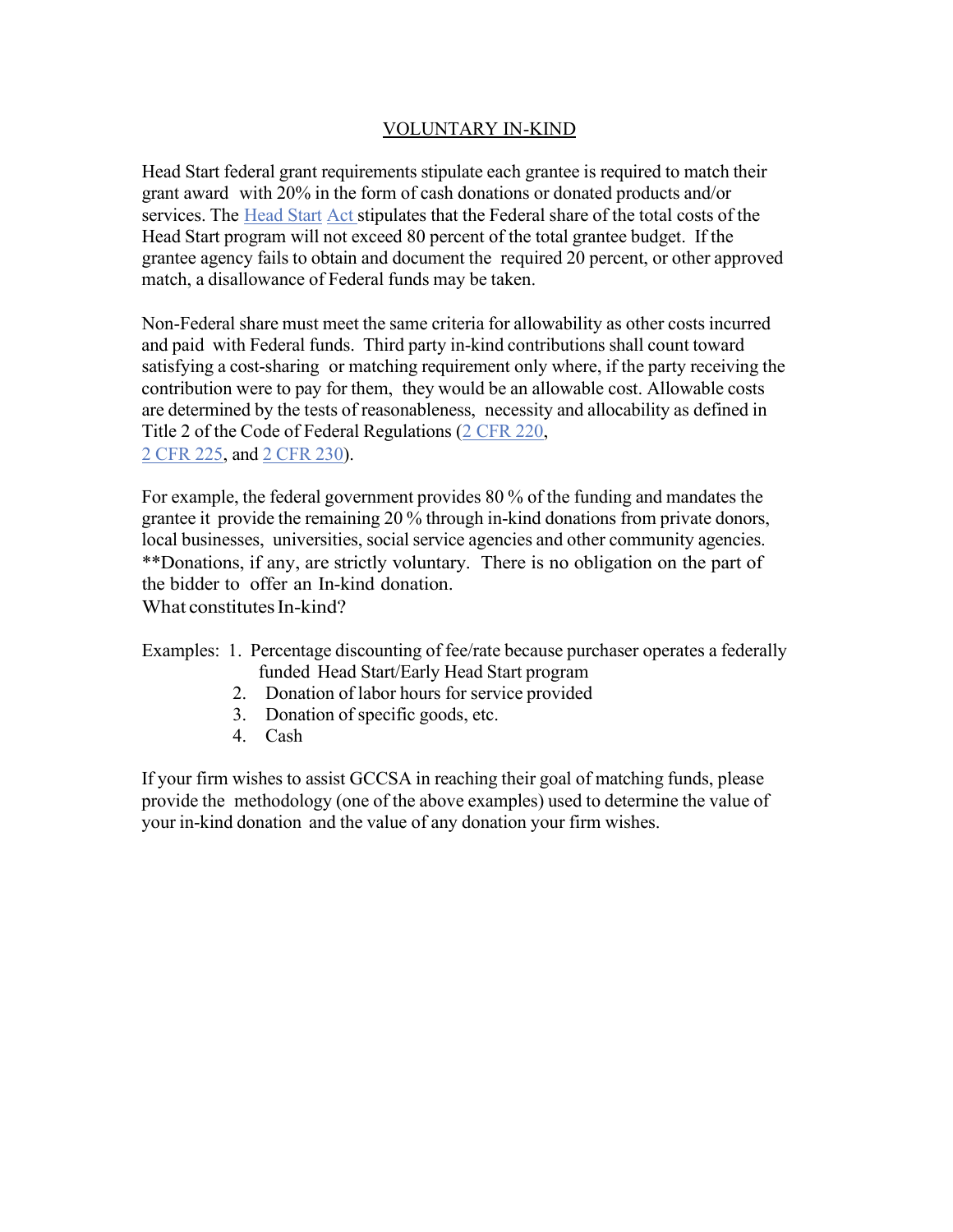# VOLUNTARY IN-KIND

Head Start federal grant requirements stipulate each grantee is required to match their grant award with 20% in the form of cash donations or donated products and/or services. The Head Start Act stipulates that the Federal share of the total costs of the Head Start program will not exceed 80 percent of the total grantee budget. If the grantee agency fails to obtain and document the required 20 percent, or other approved match, a disallowance of Federal funds may be taken.

Non-Federal share must meet the same criteria for allowability as other costs incurred and paid with Federal funds. Third party in-kind contributions shall count toward satisfying a cost-sharing or matching requirement only where, if the party receiving the contribution were to pay for them, they would be an allowable cost. Allowable costs are determined by the tests of reasonableness, necessity and allocability as defined in Title 2 of the Code of Federal Regulations (2 CFR 220, 2 CFR 225, and 2 CFR 230).

For example, the federal government provides 80 % of the funding and mandates the grantee it provide the remaining 20 % through in-kind donations from private donors, local businesses, universities, social service agencies and other community agencies. **Donations, if any, are strictly voluntary. There is no obligation on the part of the bidder to offer an In-kind donation.

What constitutes In-kind?

Examples:
1. Percentage discounting of fee/rate because purchaser operates a federally funded Head Start/Early Head Start program
2. Donation of labor hours for service provided
3. Donation of specific goods, etc.
4. Cash

If your firm wishes to assist GCCSA in reaching their goal of matching funds, please provide the methodology (one of the above examples) used to determine the value of your in-kind donation and the value of any donation your firm wishes.